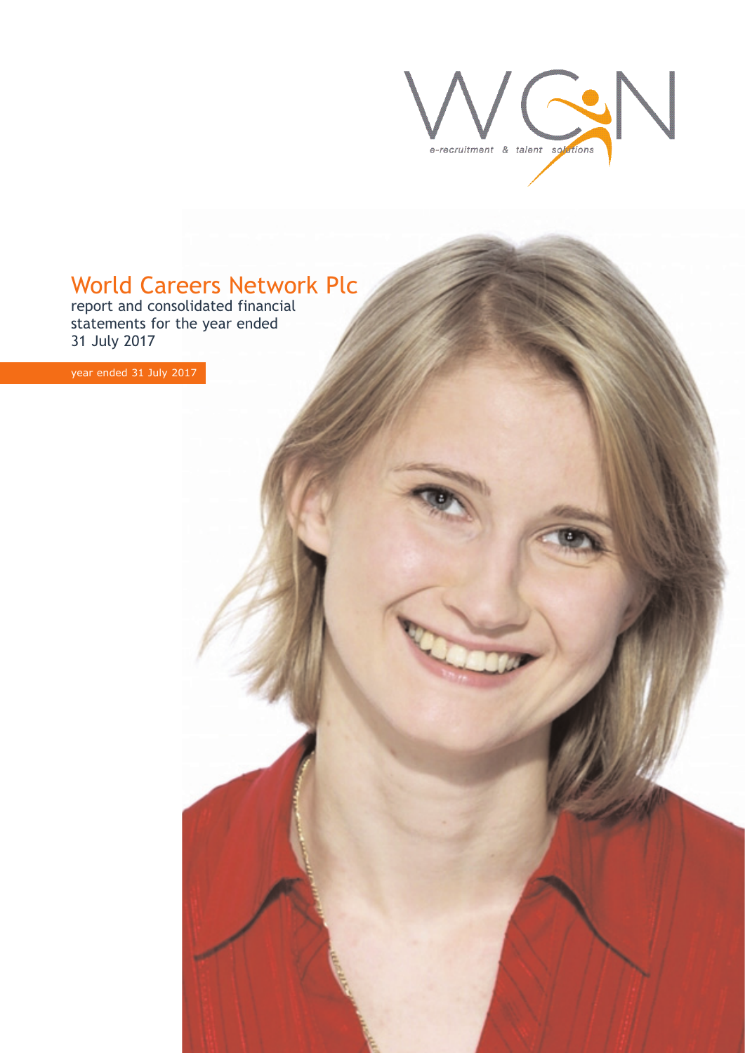WCN

e-recruitment & talent solutions

# World Careers Network Plc

report and consolidated financial statements for the year ended 31 July 2017

year ended 31 July 2017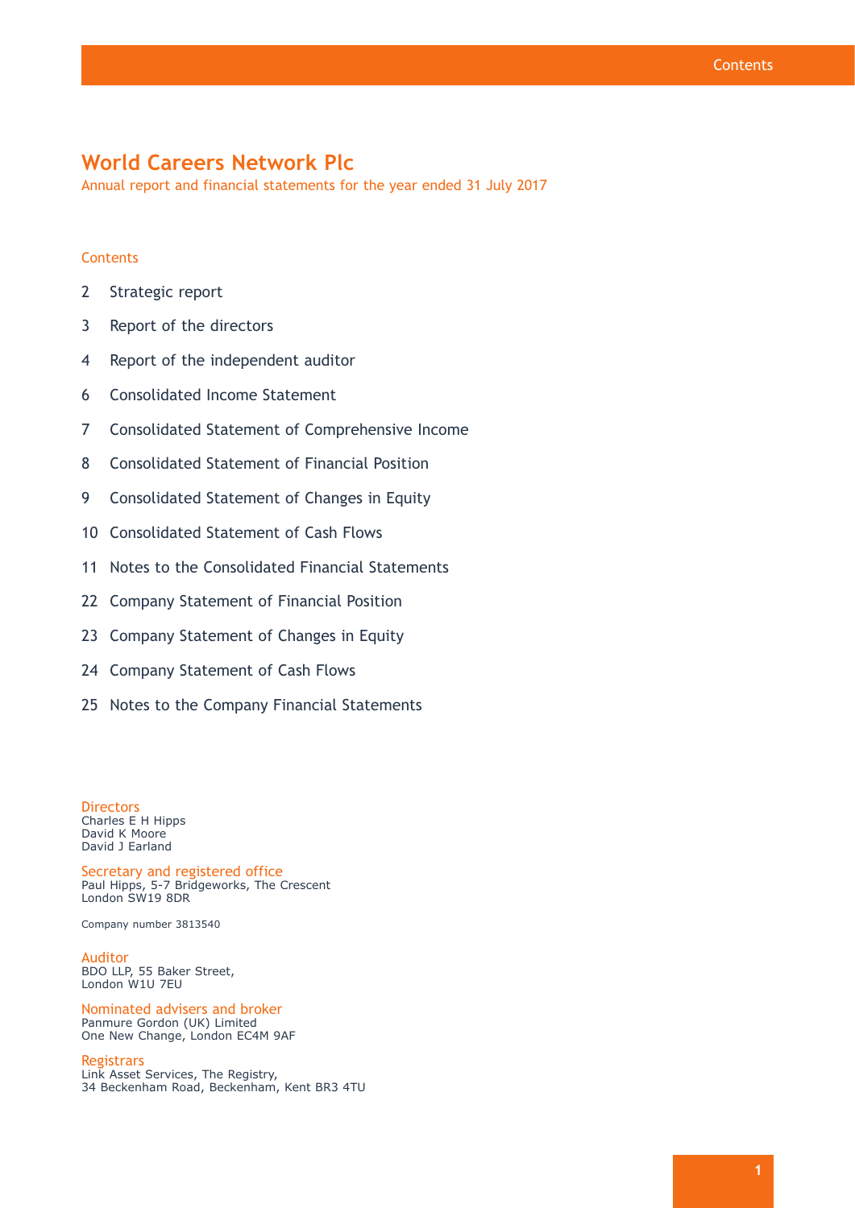# World Careers Network Plc

Annual report and financial statements for the year ended 31 July 2017

## Contents

| | |
|---|---|
| 2 | Strategic report |
| 3 | Report of the directors |
| 4 | Report of the independent auditor |
| 6 | Consolidated Income Statement |
| 7 | Consolidated Statement of Comprehensive Income |
| 8 | Consolidated Statement of Financial Position |
| 9 | Consolidated Statement of Changes in Equity |
| 10 | Consolidated Statement of Cash Flows |
| 11 | Notes to the Consolidated Financial Statements |
| 22 | Company Statement of Financial Position |
| 23 | Company Statement of Changes in Equity |
| 24 | Company Statement of Cash Flows |
| 25 | Notes to the Company Financial Statements |

**Directors**
Charles E H Hipps
David K Moore
David J Earland

**Secretary and registered office**
Paul Hipps, 5-7 Bridgeworks, The Crescent
London SW19 8DR

Company number 3813540

**Auditor**
BDO LLP, 55 Baker Street,
London W1U 7EU

**Nominated advisers and broker**
Panmure Gordon (UK) Limited
One New Change, London EC4M 9AF

**Registrars**
Link Asset Services, The Registry,
34 Beckenham Road, Beckenham, Kent BR3 4TU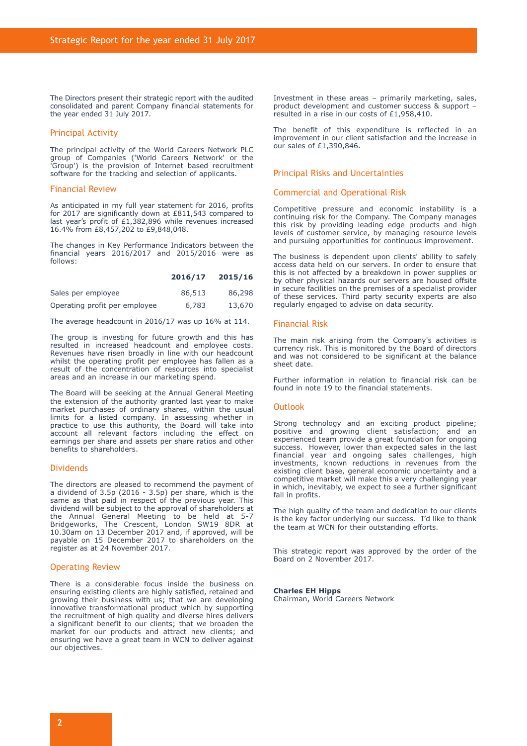# Strategic Report for the year ended 31 July 2017

The Directors present their strategic report with the audited consolidated and parent Company financial statements for the year ended 31 July 2017.

## Principal Activity

The principal activity of the World Careers Network PLC group of Companies ('World Careers Network' or the 'Group') is the provision of Internet based recruitment software for the tracking and selection of applicants.

## Financial Review

As anticipated in my full year statement for 2016, profits for 2017 are significantly down at £811,543 compared to last year's profit of £1,382,896 while revenues increased 16.4% from £8,457,202 to £9,848,048.

The changes in Key Performance Indicators between the financial years 2016/2017 and 2015/2016 were as follows:

| | 2016/17 | 2015/16 |
|---|---|---|
| Sales per employee | 86,513 | 86,298 |
| Operating profit per employee | 6,783 | 13,670 |

The average headcount in 2016/17 was up 16% at 114.

The group is investing for future growth and this has resulted in increased headcount and employee costs. Revenues have risen broadly in line with our headcount whilst the operating profit per employee has fallen as a result of the concentration of resources into specialist areas and an increase in our marketing spend.

The Board will be seeking at the Annual General Meeting the extension of the authority granted last year to make market purchases of ordinary shares, within the usual limits for a listed company. In assessing whether in practice to use this authority, the Board will take into account all relevant factors including the effect on earnings per share and assets per share ratios and other benefits to shareholders.

## Dividends

The directors are pleased to recommend the payment of a dividend of 3.5p (2016 - 3.5p) per share, which is the same as that paid in respect of the previous year. This dividend will be subject to the approval of shareholders at the Annual General Meeting to be held at 5-7 Bridgeworks, The Crescent, London SW19 8DR at 10.30am on 13 December 2017 and, if approved, will be payable on 15 December 2017 to shareholders on the register as at 24 November 2017.

## Operating Review

There is a considerable focus inside the business on ensuring existing clients are highly satisfied, retained and growing their business with us; that we are developing innovative transformational product which by supporting the recruitment of high quality and diverse hires delivers a significant benefit to our clients; that we broaden the market for our products and attract new clients; and ensuring we have a great team in WCN to deliver against our objectives.

Investment in these areas – primarily marketing, sales, product development and customer success & support – resulted in a rise in our costs of £1,958,410.

The benefit of this expenditure is reflected in an improvement in our client satisfaction and the increase in our sales of £1,390,846.

## Principal Risks and Uncertainties

## Commercial and Operational Risk

Competitive pressure and economic instability is a continuing risk for the Company. The Company manages this risk by providing leading edge products and high levels of customer service, by managing resource levels and pursuing opportunities for continuous improvement.

The business is dependent upon clients' ability to safely access data held on our servers. In order to ensure that this is not affected by a breakdown in power supplies or by other physical hazards our servers are housed offsite in secure facilities on the premises of a specialist provider of these services. Third party security experts are also regularly engaged to advise on data security.

## Financial Risk

The main risk arising from the Company's activities is currency risk. This is monitored by the Board of directors and was not considered to be significant at the balance sheet date.

Further information in relation to financial risk can be found in note 19 to the financial statements.

## Outlook

Strong technology and an exciting product pipeline; positive and growing client satisfaction; and an experienced team provide a great foundation for ongoing success. However, lower than expected sales in the last financial year and ongoing sales challenges, high investments, known reductions in revenues from the existing client base, general economic uncertainty and a competitive market will make this a very challenging year in which, inevitably, we expect to see a further significant fall in profits.

The high quality of the team and dedication to our clients is the key factor underlying our success. I'd like to thank the team at WCN for their outstanding efforts.

This strategic report was approved by the order of the Board on 2 November 2017.

**Charles EH Hipps**
Chairman, World Careers Network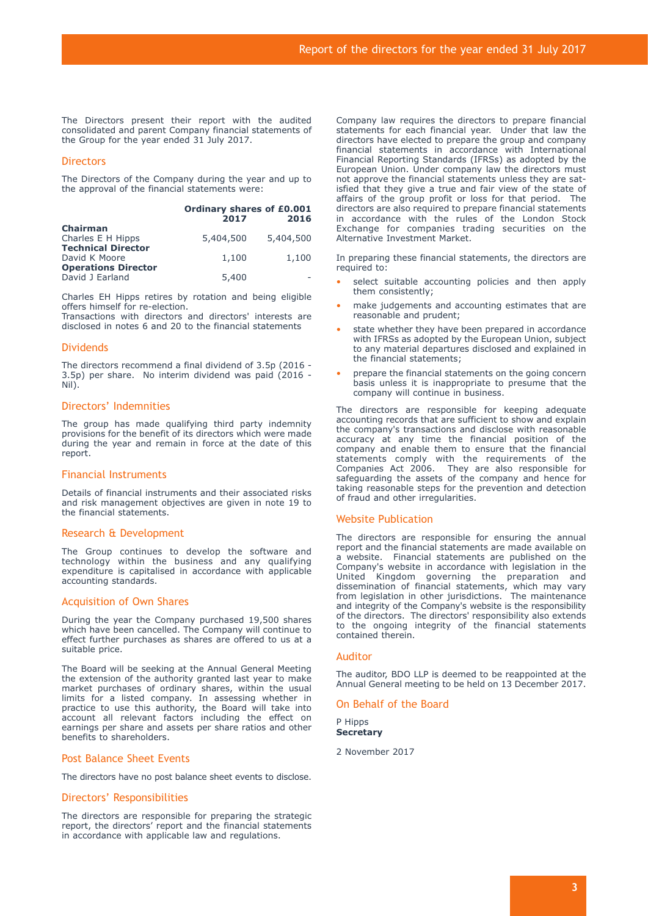# Report of the directors for the year ended 31 July 2017

The Directors present their report with the audited consolidated and parent Company financial statements of the Group for the year ended 31 July 2017.

## Directors

The Directors of the Company during the year and up to the approval of the financial statements were:

| | Ordinary shares of £0.001 2017 | 2016 |
|---|---|---|
| **Chairman** | | |
| Charles E H Hipps | 5,404,500 | 5,404,500 |
| **Technical Director** | | |
| David K Moore | 1,100 | 1,100 |
| **Operations Director** | | |
| David J Earland | 5,400 | - |

Charles EH Hipps retires by rotation and being eligible offers himself for re-election.
Transactions with directors and directors' interests are disclosed in notes 6 and 20 to the financial statements

## Dividends

The directors recommend a final dividend of 3.5p (2016 - 3.5p) per share. No interim dividend was paid (2016 - Nil).

## Directors' Indemnities

The group has made qualifying third party indemnity provisions for the benefit of its directors which were made during the year and remain in force at the date of this report.

## Financial Instruments

Details of financial instruments and their associated risks and risk management objectives are given in note 19 to the financial statements.

## Research & Development

The Group continues to develop the software and technology within the business and any qualifying expenditure is capitalised in accordance with applicable accounting standards.

## Acquisition of Own Shares

During the year the Company purchased 19,500 shares which have been cancelled. The Company will continue to effect further purchases as shares are offered to us at a suitable price.

The Board will be seeking at the Annual General Meeting the extension of the authority granted last year to make market purchases of ordinary shares, within the usual limits for a listed company. In assessing whether in practice to use this authority, the Board will take into account all relevant factors including the effect on earnings per share and assets per share ratios and other benefits to shareholders.

## Post Balance Sheet Events

The directors have no post balance sheet events to disclose.

## Directors' Responsibilities

The directors are responsible for preparing the strategic report, the directors' report and the financial statements in accordance with applicable law and regulations.

Company law requires the directors to prepare financial statements for each financial year. Under that law the directors have elected to prepare the group and company financial statements in accordance with International Financial Reporting Standards (IFRSs) as adopted by the European Union. Under company law the directors must not approve the financial statements unless they are satisfied that they give a true and fair view of the state of affairs of the group profit or loss for that period. The directors are also required to prepare financial statements in accordance with the rules of the London Stock Exchange for companies trading securities on the Alternative Investment Market.

In preparing these financial statements, the directors are required to:

- select suitable accounting policies and then apply them consistently;
- make judgements and accounting estimates that are reasonable and prudent;
- state whether they have been prepared in accordance with IFRSs as adopted by the European Union, subject to any material departures disclosed and explained in the financial statements;
- prepare the financial statements on the going concern basis unless it is inappropriate to presume that the company will continue in business.

The directors are responsible for keeping adequate accounting records that are sufficient to show and explain the company's transactions and disclose with reasonable accuracy at any time the financial position of the company and enable them to ensure that the financial statements comply with the requirements of the Companies Act 2006. They are also responsible for safeguarding the assets of the company and hence for taking reasonable steps for the prevention and detection of fraud and other irregularities.

## Website Publication

The directors are responsible for ensuring the annual report and the financial statements are made available on a website. Financial statements are published on the Company's website in accordance with legislation in the United Kingdom governing the preparation and dissemination of financial statements, which may vary from legislation in other jurisdictions. The maintenance and integrity of the Company's website is the responsibility of the directors. The directors' responsibility also extends to the ongoing integrity of the financial statements contained therein.

## Auditor

The auditor, BDO LLP is deemed to be reappointed at the Annual General meeting to be held on 13 December 2017.

## On Behalf of the Board

P Hipps
**Secretary**

2 November 2017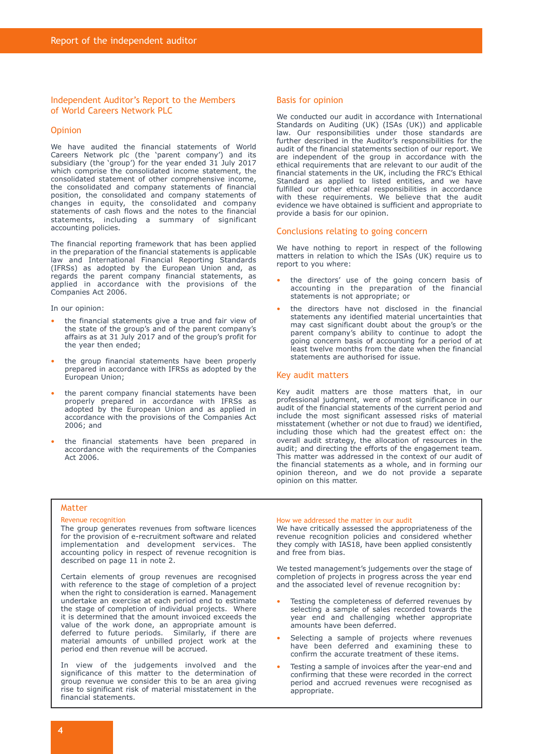## Independent Auditor's Report to the Members of World Careers Network PLC

### Opinion

We have audited the financial statements of World Careers Network plc (the 'parent company') and its subsidiary (the 'group') for the year ended 31 July 2017 which comprise the consolidated income statement, the consolidated statement of other comprehensive income, the consolidated and company statements of financial position, the consolidated and company statements of changes in equity, the consolidated and company statements of cash flows and the notes to the financial statements, including a summary of significant accounting policies.

The financial reporting framework that has been applied in the preparation of the financial statements is applicable law and International Financial Reporting Standards (IFRSs) as adopted by the European Union and, as regards the parent company financial statements, as applied in accordance with the provisions of the Companies Act 2006.

In our opinion:

- the financial statements give a true and fair view of the state of the group's and of the parent company's affairs as at 31 July 2017 and of the group's profit for the year then ended;
- the group financial statements have been properly prepared in accordance with IFRSs as adopted by the European Union;
- the parent company financial statements have been properly prepared in accordance with IFRSs as adopted by the European Union and as applied in accordance with the provisions of the Companies Act 2006; and
- the financial statements have been prepared in accordance with the requirements of the Companies Act 2006.

### Basis for opinion

We conducted our audit in accordance with International Standards on Auditing (UK) (ISAs (UK)) and applicable law. Our responsibilities under those standards are further described in the Auditor's responsibilities for the audit of the financial statements section of our report. We are independent of the group in accordance with the ethical requirements that are relevant to our audit of the financial statements in the UK, including the FRC's Ethical Standard as applied to listed entities, and we have fulfilled our other ethical responsibilities in accordance with these requirements. We believe that the audit evidence we have obtained is sufficient and appropriate to provide a basis for our opinion.

### Conclusions relating to going concern

We have nothing to report in respect of the following matters in relation to which the ISAs (UK) require us to report to you where:

- the directors' use of the going concern basis of accounting in the preparation of the financial statements is not appropriate; or
- the directors have not disclosed in the financial statements any identified material uncertainties that may cast significant doubt about the group's or the parent company's ability to continue to adopt the going concern basis of accounting for a period of at least twelve months from the date when the financial statements are authorised for issue.

### Key audit matters

Key audit matters are those matters that, in our professional judgment, were of most significance in our audit of the financial statements of the current period and include the most significant assessed risks of material misstatement (whether or not due to fraud) we identified, including those which had the greatest effect on: the overall audit strategy, the allocation of resources in the audit; and directing the efforts of the engagement team. This matter was addressed in the context of our audit of the financial statements as a whole, and in forming our opinion thereon, and we do not provide a separate opinion on this matter.

#### Matter

**Revenue recognition**

The group generates revenues from software licences for the provision of e-recruitment software and related implementation and development services. The accounting policy in respect of revenue recognition is described on page 11 in note 2.

Certain elements of group revenues are recognised with reference to the stage of completion of a project when the right to consideration is earned. Management undertake an exercise at each period end to estimate the stage of completion of individual projects. Where it is determined that the amount invoiced exceeds the value of the work done, an appropriate amount is deferred to future periods. Similarly, if there are material amounts of unbilled project work at the period end then revenue will be accrued.

In view of the judgements involved and the significance of this matter to the determination of group revenue we consider this to be an area giving rise to significant risk of material misstatement in the financial statements.

**How we addressed the matter in our audit**

We have critically assessed the appropriateness of the revenue recognition policies and considered whether they comply with IAS18, have been applied consistently and free from bias.

We tested management's judgements over the stage of completion of projects in progress across the year end and the associated level of revenue recognition by:

- Testing the completeness of deferred revenues by selecting a sample of sales recorded towards the year end and challenging whether appropriate amounts have been deferred.
- Selecting a sample of projects where revenues have been deferred and examining these to confirm the accurate treatment of these items.
- Testing a sample of invoices after the year-end and confirming that these were recorded in the correct period and accrued revenues were recognised as appropriate.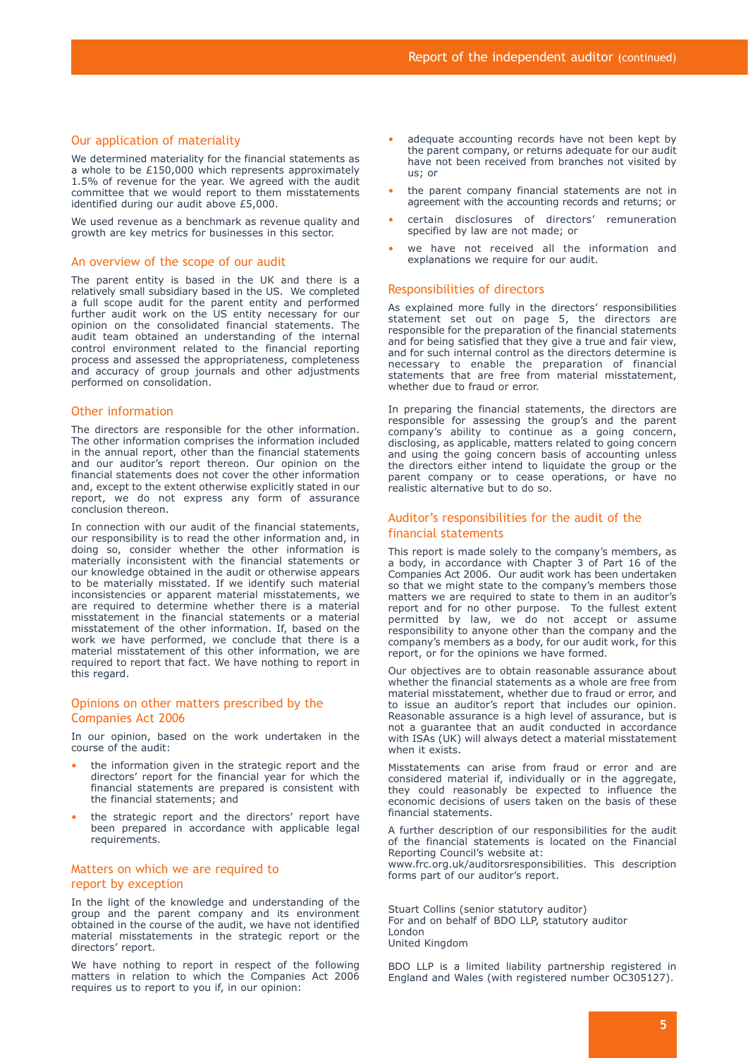## Our application of materiality

We determined materiality for the financial statements as a whole to be £150,000 which represents approximately 1.5% of revenue for the year. We agreed with the audit committee that we would report to them misstatements identified during our audit above £5,000.

We used revenue as a benchmark as revenue quality and growth are key metrics for businesses in this sector.

## An overview of the scope of our audit

The parent entity is based in the UK and there is a relatively small subsidiary based in the US. We completed a full scope audit for the parent entity and performed further audit work on the US entity necessary for our opinion on the consolidated financial statements. The audit team obtained an understanding of the internal control environment related to the financial reporting process and assessed the appropriateness, completeness and accuracy of group journals and other adjustments performed on consolidation.

## Other information

The directors are responsible for the other information. The other information comprises the information included in the annual report, other than the financial statements and our auditor's report thereon. Our opinion on the financial statements does not cover the other information and, except to the extent otherwise explicitly stated in our report, we do not express any form of assurance conclusion thereon.

In connection with our audit of the financial statements, our responsibility is to read the other information and, in doing so, consider whether the other information is materially inconsistent with the financial statements or our knowledge obtained in the audit or otherwise appears to be materially misstated. If we identify such material inconsistencies or apparent material misstatements, we are required to determine whether there is a material misstatement in the financial statements or a material misstatement of the other information. If, based on the work we have performed, we conclude that there is a material misstatement of this other information, we are required to report that fact. We have nothing to report in this regard.

## Opinions on other matters prescribed by the Companies Act 2006

In our opinion, based on the work undertaken in the course of the audit:

- the information given in the strategic report and the directors' report for the financial year for which the financial statements are prepared is consistent with the financial statements; and
- the strategic report and the directors' report have been prepared in accordance with applicable legal requirements.

## Matters on which we are required to report by exception

In the light of the knowledge and understanding of the group and the parent company and its environment obtained in the course of the audit, we have not identified material misstatements in the strategic report or the directors' report.

We have nothing to report in respect of the following matters in relation to which the Companies Act 2006 requires us to report to you if, in our opinion:

- adequate accounting records have not been kept by the parent company, or returns adequate for our audit have not been received from branches not visited by us; or
- the parent company financial statements are not in agreement with the accounting records and returns; or
- certain disclosures of directors' remuneration specified by law are not made; or
- we have not received all the information and explanations we require for our audit.

## Responsibilities of directors

As explained more fully in the directors' responsibilities statement set out on page 5, the directors are responsible for the preparation of the financial statements and for being satisfied that they give a true and fair view, and for such internal control as the directors determine is necessary to enable the preparation of financial statements that are free from material misstatement, whether due to fraud or error.

In preparing the financial statements, the directors are responsible for assessing the group's and the parent company's ability to continue as a going concern, disclosing, as applicable, matters related to going concern and using the going concern basis of accounting unless the directors either intend to liquidate the group or the parent company or to cease operations, or have no realistic alternative but to do so.

## Auditor's responsibilities for the audit of the financial statements

This report is made solely to the company's members, as a body, in accordance with Chapter 3 of Part 16 of the Companies Act 2006. Our audit work has been undertaken so that we might state to the company's members those matters we are required to state to them in an auditor's report and for no other purpose. To the fullest extent permitted by law, we do not accept or assume responsibility to anyone other than the company and the company's members as a body, for our audit work, for this report, or for the opinions we have formed.

Our objectives are to obtain reasonable assurance about whether the financial statements as a whole are free from material misstatement, whether due to fraud or error, and to issue an auditor's report that includes our opinion. Reasonable assurance is a high level of assurance, but is not a guarantee that an audit conducted in accordance with ISAs (UK) will always detect a material misstatement when it exists.

Misstatements can arise from fraud or error and are considered material if, individually or in the aggregate, they could reasonably be expected to influence the economic decisions of users taken on the basis of these financial statements.

A further description of our responsibilities for the audit of the financial statements is located on the Financial Reporting Council's website at: www.frc.org.uk/auditorsresponsibilities. This description forms part of our auditor's report.

Stuart Collins (senior statutory auditor)
For and on behalf of BDO LLP, statutory auditor
London
United Kingdom

BDO LLP is a limited liability partnership registered in England and Wales (with registered number OC305127).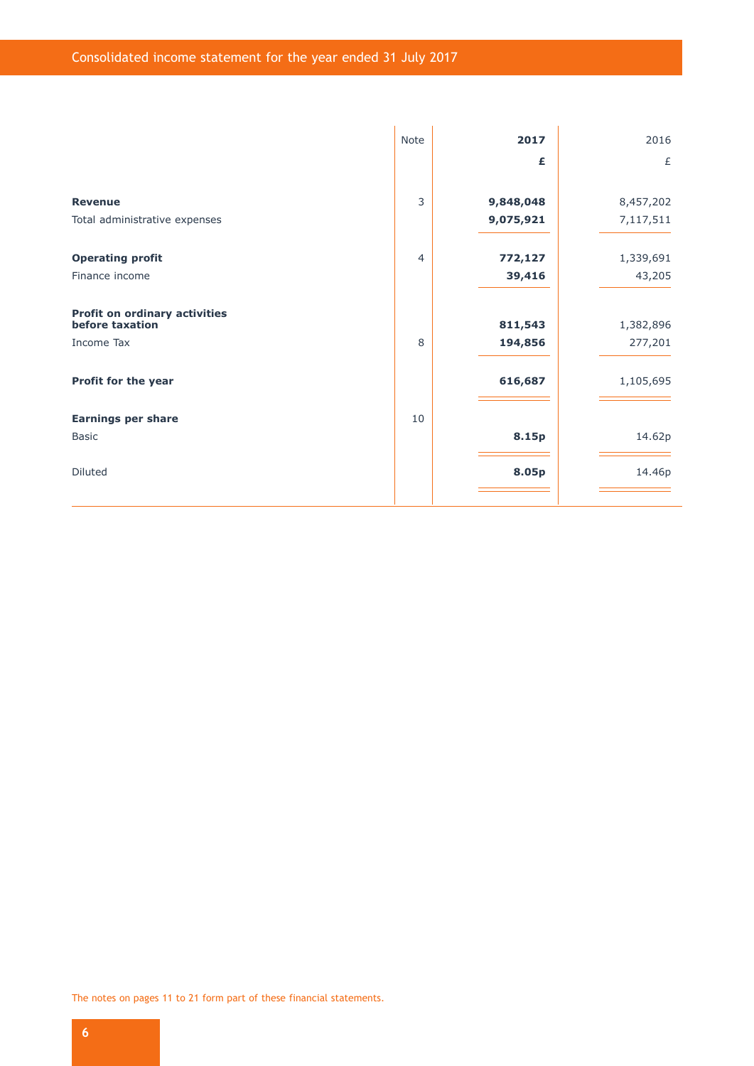# Consolidated income statement for the year ended 31 July 2017

| | Note | **2017** | 2016 |
|---|---|---|---|
| | | **£** | £ |
| **Revenue** | 3 | **9,848,048** | 8,457,202 |
| Total administrative expenses | | **9,075,921** | 7,117,511 |
| **Operating profit** | 4 | **772,127** | 1,339,691 |
| Finance income | | **39,416** | 43,205 |
| **Profit on ordinary activities before taxation** | | **811,543** | 1,382,896 |
| Income Tax | 8 | **194,856** | 277,201 |
| **Profit for the year** | | **616,687** | 1,105,695 |
| **Earnings per share** | 10 | | |
| Basic | | **8.15p** | 14.62p |
| Diluted | | **8.05p** | 14.46p |

The notes on pages 11 to 21 form part of these financial statements.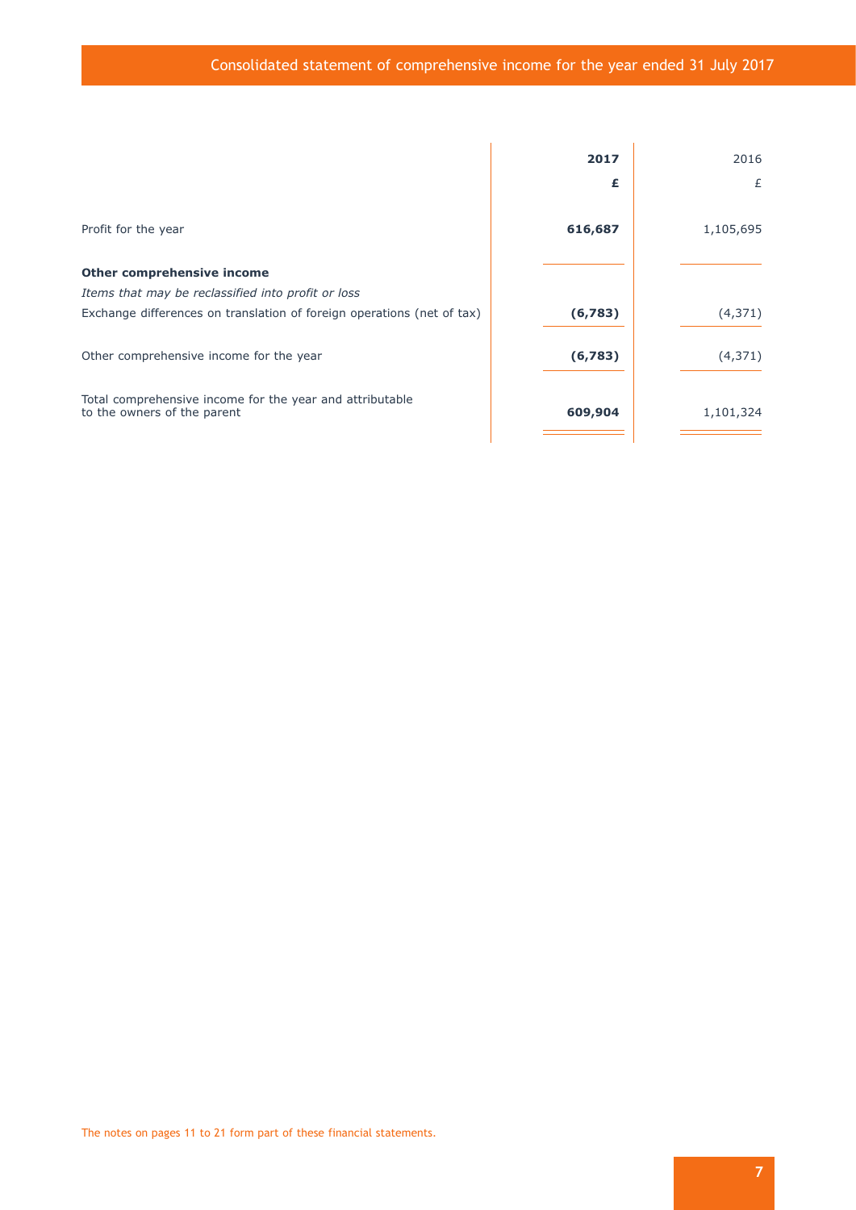# Consolidated statement of comprehensive income for the year ended 31 July 2017

| | **2017** | 2016 |
|---|---|---|
| | **£** | £ |
| Profit for the year | **616,687** | 1,105,695 |
| **Other comprehensive income** | | |
| *Items that may be reclassified into profit or loss* | | |
| Exchange differences on translation of foreign operations (net of tax) | **(6,783)** | (4,371) |
| Other comprehensive income for the year | **(6,783)** | (4,371) |
| Total comprehensive income for the year and attributable to the owners of the parent | **609,904** | 1,101,324 |

The notes on pages 11 to 21 form part of these financial statements.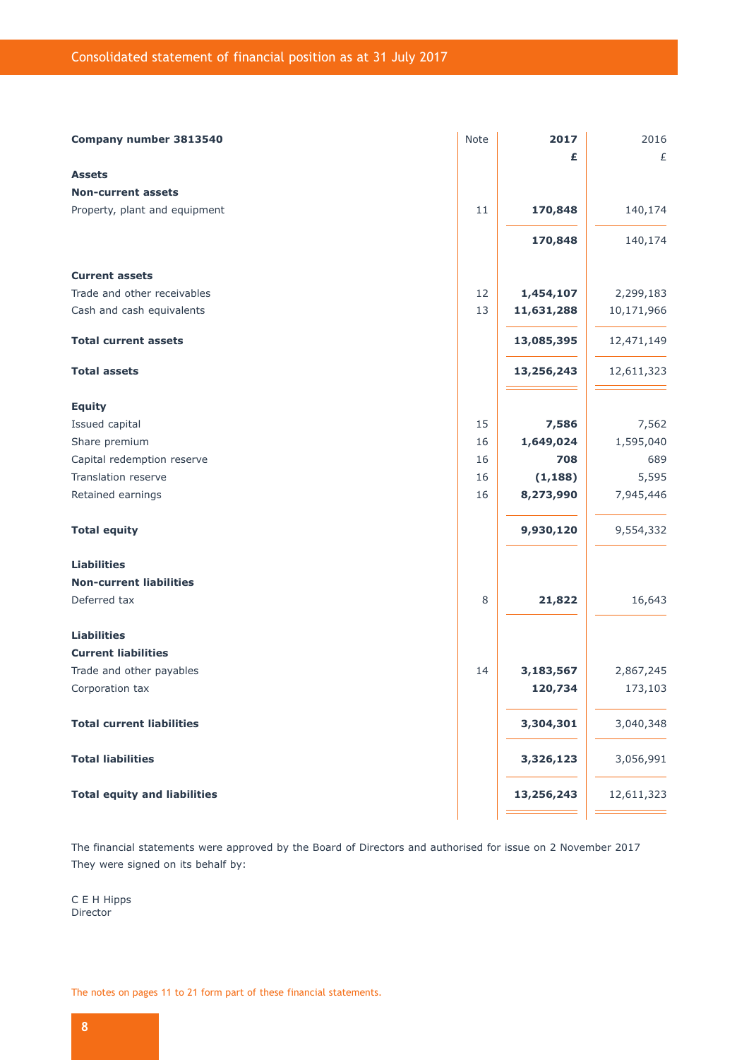# Consolidated statement of financial position as at 31 July 2017

| **Company number 3813540** | Note | **2017** | 2016 |
|---|---|---|---|
| | | **£** | £ |
| **Assets** | | | |
| **Non-current assets** | | | |
| Property, plant and equipment | 11 | **170,848** | 140,174 |
| | | **170,848** | 140,174 |
| **Current assets** | | | |
| Trade and other receivables | 12 | **1,454,107** | 2,299,183 |
| Cash and cash equivalents | 13 | **11,631,288** | 10,171,966 |
| **Total current assets** | | **13,085,395** | 12,471,149 |
| **Total assets** | | **13,256,243** | 12,611,323 |
| **Equity** | | | |
| Issued capital | 15 | **7,586** | 7,562 |
| Share premium | 16 | **1,649,024** | 1,595,040 |
| Capital redemption reserve | 16 | **708** | 689 |
| Translation reserve | 16 | **(1,188)** | 5,595 |
| Retained earnings | 16 | **8,273,990** | 7,945,446 |
| **Total equity** | | **9,930,120** | 9,554,332 |
| **Liabilities** | | | |
| **Non-current liabilities** | | | |
| Deferred tax | 8 | **21,822** | 16,643 |
| **Liabilities** | | | |
| **Current liabilities** | | | |
| Trade and other payables | 14 | **3,183,567** | 2,867,245 |
| Corporation tax | | **120,734** | 173,103 |
| **Total current liabilities** | | **3,304,301** | 3,040,348 |
| **Total liabilities** | | **3,326,123** | 3,056,991 |
| **Total equity and liabilities** | | **13,256,243** | 12,611,323 |

The financial statements were approved by the Board of Directors and authorised for issue on 2 November 2017
They were signed on its behalf by:

C E H Hipps
Director

The notes on pages 11 to 21 form part of these financial statements.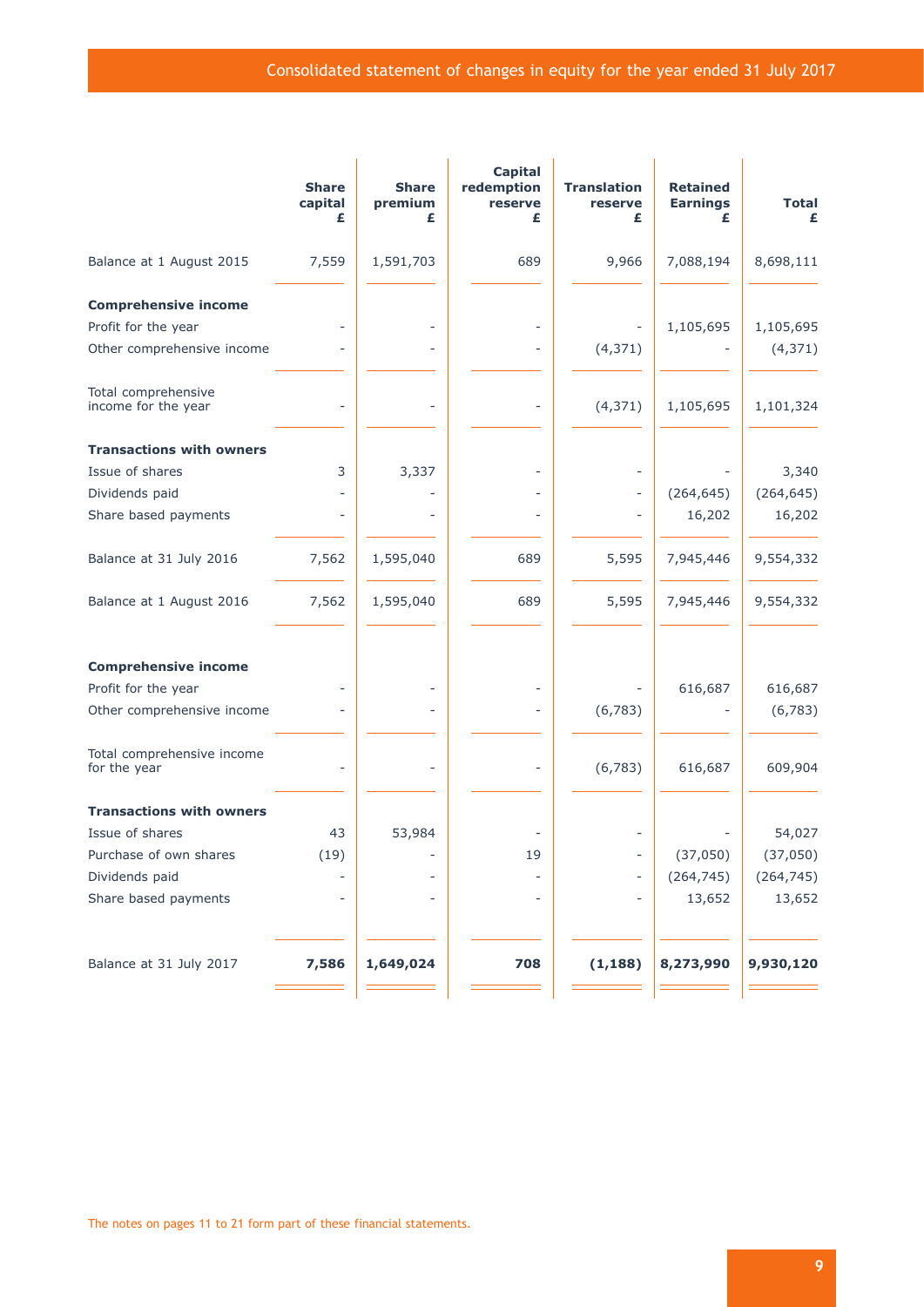# Consolidated statement of changes in equity for the year ended 31 July 2017

| | Share capital £ | Share premium £ | Capital redemption reserve £ | Translation reserve £ | Retained Earnings £ | Total £ |
|---|---|---|---|---|---|---|
| Balance at 1 August 2015 | 7,559 | 1,591,703 | 689 | 9,966 | 7,088,194 | 8,698,111 |
| **Comprehensive income** | | | | | | |
| Profit for the year | - | - | - | - | 1,105,695 | 1,105,695 |
| Other comprehensive income | - | - | - | (4,371) | - | (4,371) |
| Total comprehensive income for the year | - | - | - | (4,371) | 1,105,695 | 1,101,324 |
| **Transactions with owners** | | | | | | |
| Issue of shares | 3 | 3,337 | - | - | - | 3,340 |
| Dividends paid | - | - | - | - | (264,645) | (264,645) |
| Share based payments | - | - | - | - | 16,202 | 16,202 |
| Balance at 31 July 2016 | 7,562 | 1,595,040 | 689 | 5,595 | 7,945,446 | 9,554,332 |
| Balance at 1 August 2016 | 7,562 | 1,595,040 | 689 | 5,595 | 7,945,446 | 9,554,332 |
| **Comprehensive income** | | | | | | |
| Profit for the year | - | - | - | - | 616,687 | 616,687 |
| Other comprehensive income | - | - | - | (6,783) | - | (6,783) |
| Total comprehensive income for the year | - | - | - | (6,783) | 616,687 | 609,904 |
| **Transactions with owners** | | | | | | |
| Issue of shares | 43 | 53,984 | - | - | - | 54,027 |
| Purchase of own shares | (19) | - | 19 | - | (37,050) | (37,050) |
| Dividends paid | - | - | - | - | (264,745) | (264,745) |
| Share based payments | - | - | - | - | 13,652 | 13,652 |
| Balance at 31 July 2017 | **7,586** | **1,649,024** | **708** | **(1,188)** | **8,273,990** | **9,930,120** |

The notes on pages 11 to 21 form part of these financial statements.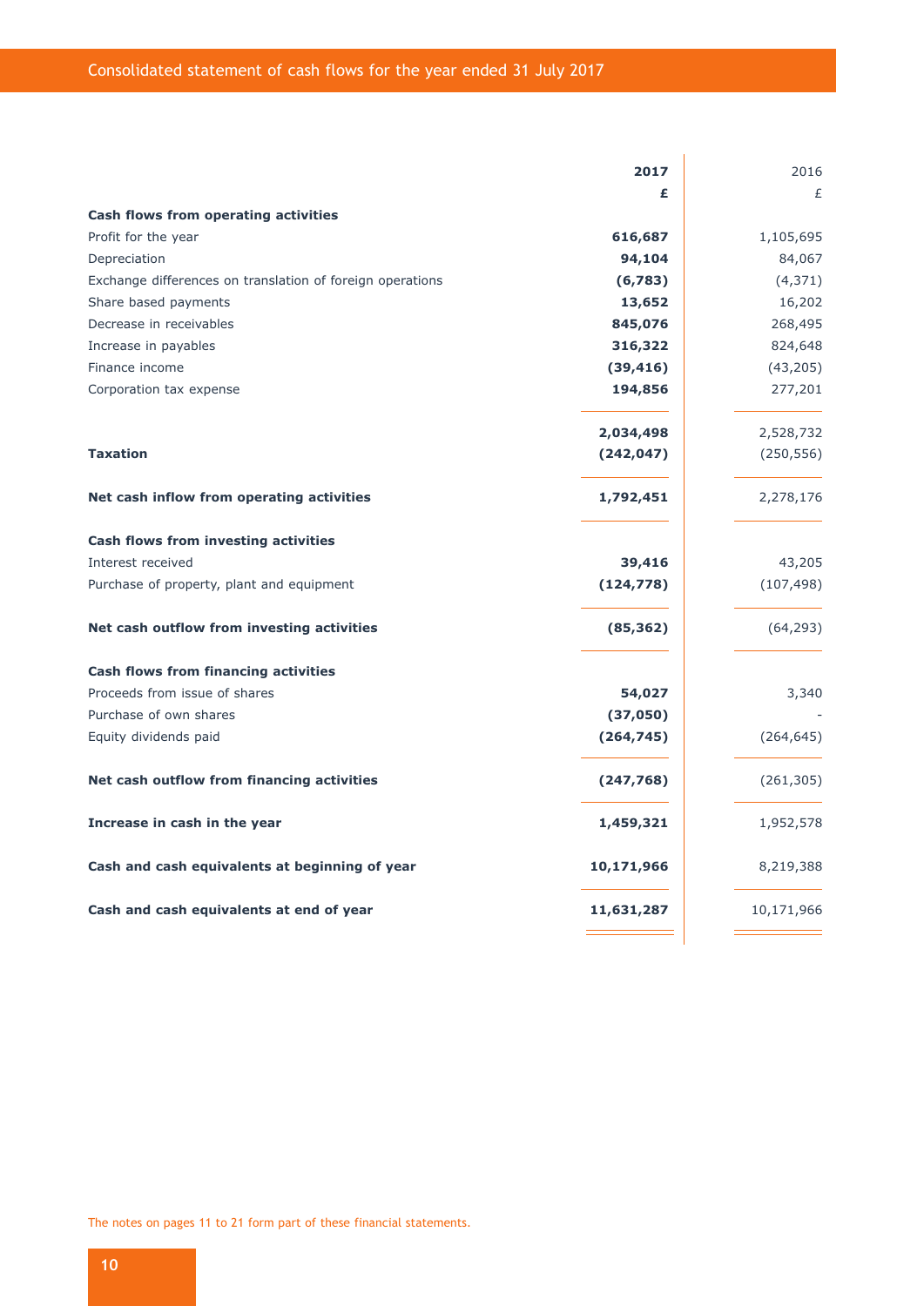# Consolidated statement of cash flows for the year ended 31 July 2017

| | **2017** | 2016 |
|---|---|---|
| | **£** | £ |
| **Cash flows from operating activities** | | |
| Profit for the year | **616,687** | 1,105,695 |
| Depreciation | **94,104** | 84,067 |
| Exchange differences on translation of foreign operations | **(6,783)** | (4,371) |
| Share based payments | **13,652** | 16,202 |
| Decrease in receivables | **845,076** | 268,495 |
| Increase in payables | **316,322** | 824,648 |
| Finance income | **(39,416)** | (43,205) |
| Corporation tax expense | **194,856** | 277,201 |
| | **2,034,498** | 2,528,732 |
| **Taxation** | **(242,047)** | (250,556) |
| **Net cash inflow from operating activities** | **1,792,451** | 2,278,176 |
| **Cash flows from investing activities** | | |
| Interest received | **39,416** | 43,205 |
| Purchase of property, plant and equipment | **(124,778)** | (107,498) |
| **Net cash outflow from investing activities** | **(85,362)** | (64,293) |
| **Cash flows from financing activities** | | |
| Proceeds from issue of shares | **54,027** | 3,340 |
| Purchase of own shares | **(37,050)** | - |
| Equity dividends paid | **(264,745)** | (264,645) |
| **Net cash outflow from financing activities** | **(247,768)** | (261,305) |
| **Increase in cash in the year** | **1,459,321** | 1,952,578 |
| **Cash and cash equivalents at beginning of year** | **10,171,966** | 8,219,388 |
| **Cash and cash equivalents at end of year** | **11,631,287** | 10,171,966 |

The notes on pages 11 to 21 form part of these financial statements.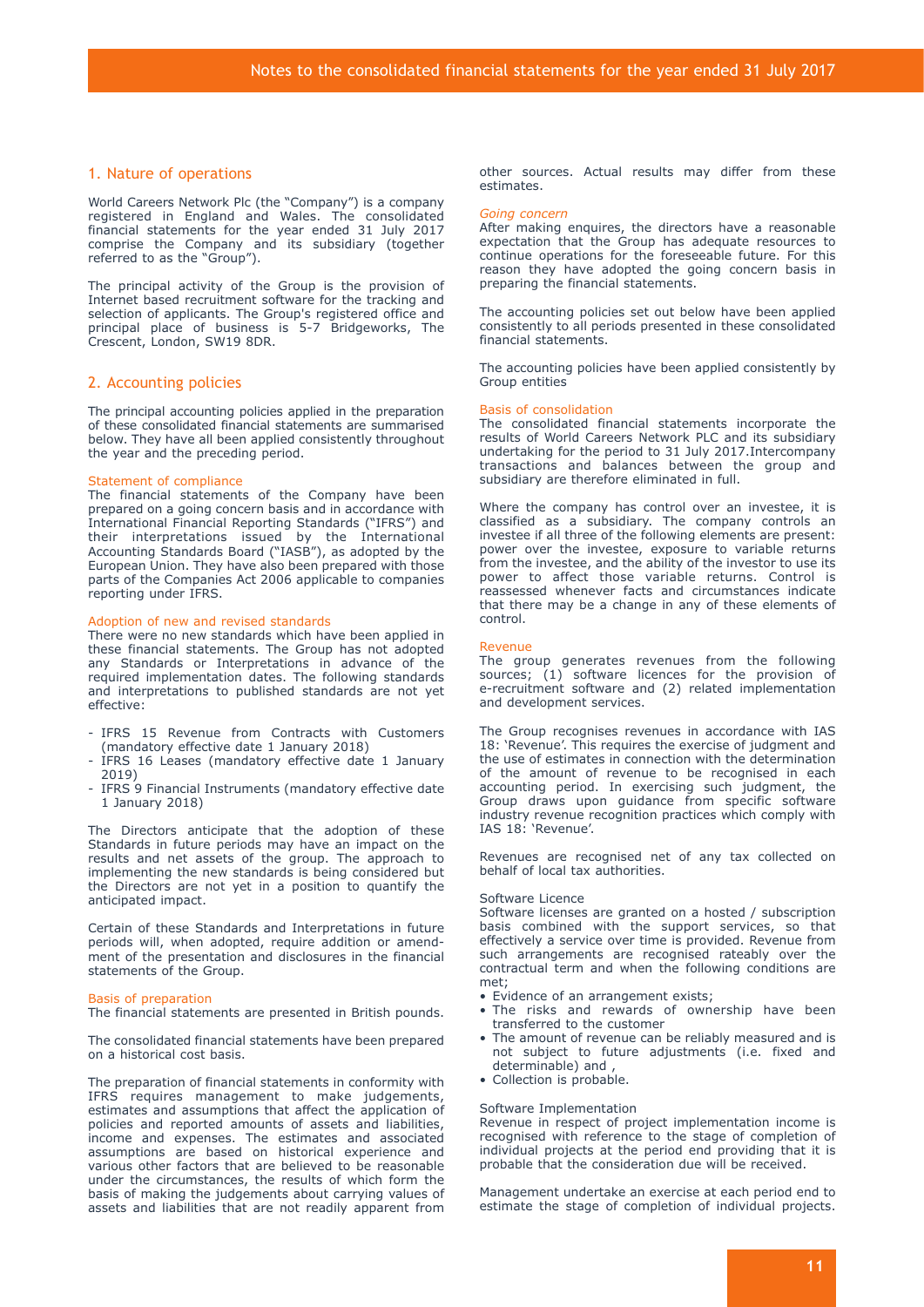## 1. Nature of operations

World Careers Network Plc (the "Company") is a company registered in England and Wales. The consolidated financial statements for the year ended 31 July 2017 comprise the Company and its subsidiary (together referred to as the "Group").

The principal activity of the Group is the provision of Internet based recruitment software for the tracking and selection of applicants. The Group's registered office and principal place of business is 5-7 Bridgeworks, The Crescent, London, SW19 8DR.

## 2. Accounting policies

The principal accounting policies applied in the preparation of these consolidated financial statements are summarised below. They have all been applied consistently throughout the year and the preceding period.

### Statement of compliance

The financial statements of the Company have been prepared on a going concern basis and in accordance with International Financial Reporting Standards ("IFRS") and their interpretations issued by the International Accounting Standards Board ("IASB"), as adopted by the European Union. They have also been prepared with those parts of the Companies Act 2006 applicable to companies reporting under IFRS.

### Adoption of new and revised standards

There were no new standards which have been applied in these financial statements. The Group has not adopted any Standards or Interpretations in advance of the required implementation dates. The following standards and interpretations to published standards are not yet effective:

- IFRS 15 Revenue from Contracts with Customers (mandatory effective date 1 January 2018)
- IFRS 16 Leases (mandatory effective date 1 January 2019)
- IFRS 9 Financial Instruments (mandatory effective date 1 January 2018)

The Directors anticipate that the adoption of these Standards in future periods may have an impact on the results and net assets of the group. The approach to implementing the new standards is being considered but the Directors are not yet in a position to quantify the anticipated impact.

Certain of these Standards and Interpretations in future periods will, when adopted, require addition or amendment of the presentation and disclosures in the financial statements of the Group.

### Basis of preparation

The financial statements are presented in British pounds.

The consolidated financial statements have been prepared on a historical cost basis.

The preparation of financial statements in conformity with IFRS requires management to make judgements, estimates and assumptions that affect the application of policies and reported amounts of assets and liabilities, income and expenses. The estimates and associated assumptions are based on historical experience and various other factors that are believed to be reasonable under the circumstances, the results of which form the basis of making the judgements about carrying values of assets and liabilities that are not readily apparent from other sources. Actual results may differ from these estimates.

*Going concern*

After making enquires, the directors have a reasonable expectation that the Group has adequate resources to continue operations for the foreseeable future. For this reason they have adopted the going concern basis in preparing the financial statements.

The accounting policies set out below have been applied consistently to all periods presented in these consolidated financial statements.

The accounting policies have been applied consistently by Group entities

### Basis of consolidation

The consolidated financial statements incorporate the results of World Careers Network PLC and its subsidiary undertaking for the period to 31 July 2017.Intercompany transactions and balances between the group and subsidiary are therefore eliminated in full.

Where the company has control over an investee, it is classified as a subsidiary. The company controls an investee if all three of the following elements are present: power over the investee, exposure to variable returns from the investee, and the ability of the investor to use its power to affect those variable returns. Control is reassessed whenever facts and circumstances indicate that there may be a change in any of these elements of control.

### Revenue

The group generates revenues from the following sources; (1) software licences for the provision of e-recruitment software and (2) related implementation and development services.

The Group recognises revenues in accordance with IAS 18: 'Revenue'. This requires the exercise of judgment and the use of estimates in connection with the determination of the amount of revenue to be recognised in each accounting period. In exercising such judgment, the Group draws upon guidance from specific software industry revenue recognition practices which comply with IAS 18: 'Revenue'.

Revenues are recognised net of any tax collected on behalf of local tax authorities.

Software Licence

Software licenses are granted on a hosted / subscription basis combined with the support services, so that effectively a service over time is provided. Revenue from such arrangements are recognised rateably over the contractual term and when the following conditions are met;

- Evidence of an arrangement exists;
- The risks and rewards of ownership have been transferred to the customer
- The amount of revenue can be reliably measured and is not subject to future adjustments (i.e. fixed and determinable) and ,
- Collection is probable.

Software Implementation

Revenue in respect of project implementation income is recognised with reference to the stage of completion of individual projects at the period end providing that it is probable that the consideration due will be received.

Management undertake an exercise at each period end to estimate the stage of completion of individual projects.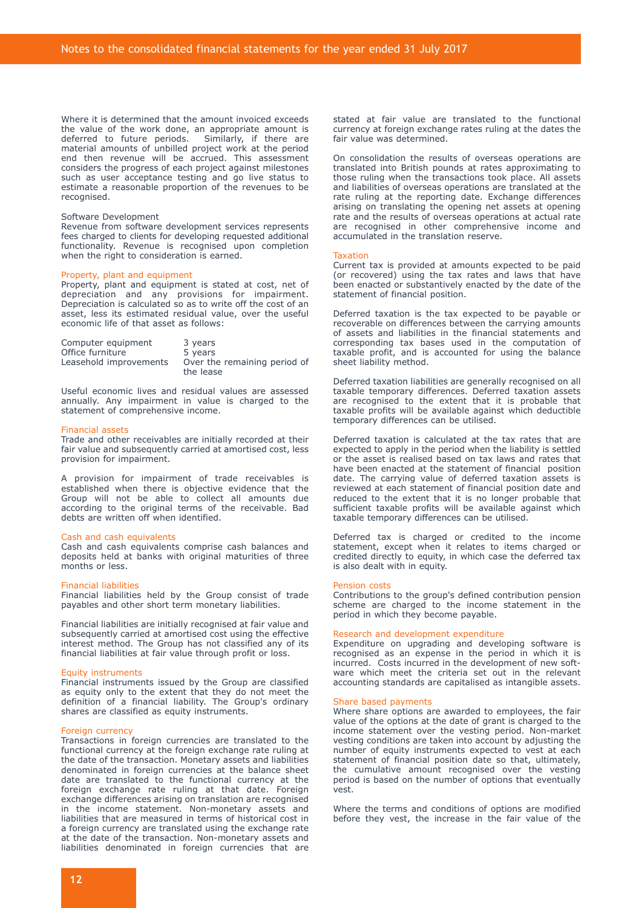Where it is determined that the amount invoiced exceeds the value of the work done, an appropriate amount is deferred to future periods. Similarly, if there are material amounts of unbilled project work at the period end then revenue will be accrued. This assessment considers the progress of each project against milestones such as user acceptance testing and go live status to estimate a reasonable proportion of the revenues to be recognised.

Software Development
Revenue from software development services represents fees charged to clients for developing requested additional functionality. Revenue is recognised upon completion when the right to consideration is earned.

### Property, plant and equipment

Property, plant and equipment is stated at cost, net of depreciation and any provisions for impairment. Depreciation is calculated so as to write off the cost of an asset, less its estimated residual value, over the useful economic life of that asset as follows:

| | |
|---|---|
| Computer equipment | 3 years |
| Office furniture | 5 years |
| Leasehold improvements | Over the remaining period of the lease |

Useful economic lives and residual values are assessed annually. Any impairment in value is charged to the statement of comprehensive income.

### Financial assets

Trade and other receivables are initially recorded at their fair value and subsequently carried at amortised cost, less provision for impairment.

A provision for impairment of trade receivables is established when there is objective evidence that the Group will not be able to collect all amounts due according to the original terms of the receivable. Bad debts are written off when identified.

### Cash and cash equivalents

Cash and cash equivalents comprise cash balances and deposits held at banks with original maturities of three months or less.

### Financial liabilities

Financial liabilities held by the Group consist of trade payables and other short term monetary liabilities.

Financial liabilities are initially recognised at fair value and subsequently carried at amortised cost using the effective interest method. The Group has not classified any of its financial liabilities at fair value through profit or loss.

### Equity instruments

Financial instruments issued by the Group are classified as equity only to the extent that they do not meet the definition of a financial liability. The Group's ordinary shares are classified as equity instruments.

### Foreign currency

Transactions in foreign currencies are translated to the functional currency at the foreign exchange rate ruling at the date of the transaction. Monetary assets and liabilities denominated in foreign currencies at the balance sheet date are translated to the functional currency at the foreign exchange rate ruling at that date. Foreign exchange differences arising on translation are recognised in the income statement. Non-monetary assets and liabilities that are measured in terms of historical cost in a foreign currency are translated using the exchange rate at the date of the transaction. Non-monetary assets and liabilities denominated in foreign currencies that are stated at fair value are translated to the functional currency at foreign exchange rates ruling at the dates the fair value was determined.

On consolidation the results of overseas operations are translated into British pounds at rates approximating to those ruling when the transactions took place. All assets and liabilities of overseas operations are translated at the rate ruling at the reporting date. Exchange differences arising on translating the opening net assets at opening rate and the results of overseas operations at actual rate are recognised in other comprehensive income and accumulated in the translation reserve.

### Taxation

Current tax is provided at amounts expected to be paid (or recovered) using the tax rates and laws that have been enacted or substantively enacted by the date of the statement of financial position.

Deferred taxation is the tax expected to be payable or recoverable on differences between the carrying amounts of assets and liabilities in the financial statements and corresponding tax bases used in the computation of taxable profit, and is accounted for using the balance sheet liability method.

Deferred taxation liabilities are generally recognised on all taxable temporary differences. Deferred taxation assets are recognised to the extent that it is probable that taxable profits will be available against which deductible temporary differences can be utilised.

Deferred taxation is calculated at the tax rates that are expected to apply in the period when the liability is settled or the asset is realised based on tax laws and rates that have been enacted at the statement of financial position date. The carrying value of deferred taxation assets is reviewed at each statement of financial position date and reduced to the extent that it is no longer probable that sufficient taxable profits will be available against which taxable temporary differences can be utilised.

Deferred tax is charged or credited to the income statement, except when it relates to items charged or credited directly to equity, in which case the deferred tax is also dealt with in equity.

### Pension costs

Contributions to the group's defined contribution pension scheme are charged to the income statement in the period in which they become payable.

### Research and development expenditure

Expenditure on upgrading and developing software is recognised as an expense in the period in which it is incurred. Costs incurred in the development of new software which meet the criteria set out in the relevant accounting standards are capitalised as intangible assets.

### Share based payments

Where share options are awarded to employees, the fair value of the options at the date of grant is charged to the income statement over the vesting period. Non-market vesting conditions are taken into account by adjusting the number of equity instruments expected to vest at each statement of financial position date so that, ultimately, the cumulative amount recognised over the vesting period is based on the number of options that eventually vest.

Where the terms and conditions of options are modified before they vest, the increase in the fair value of the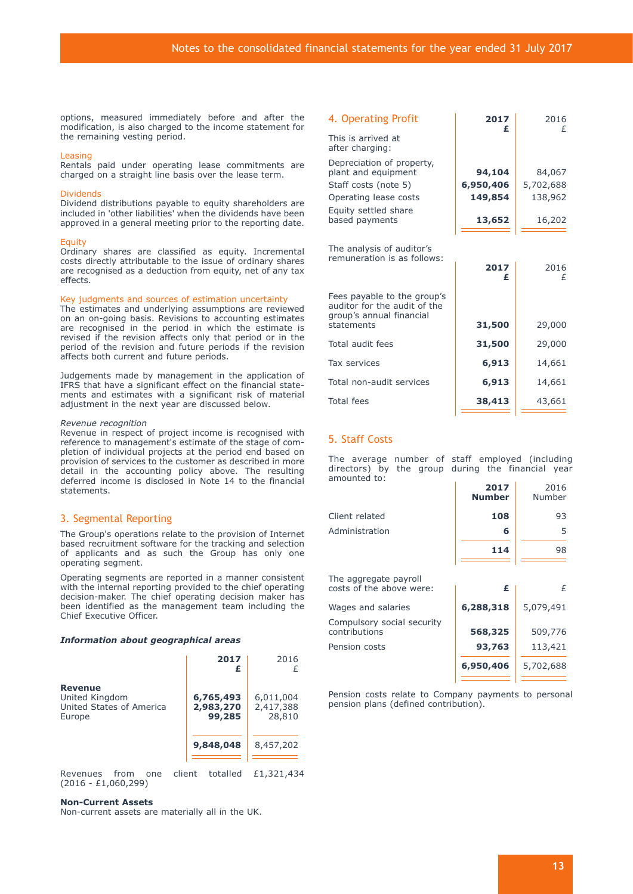options, measured immediately before and after the modification, is also charged to the income statement for the remaining vesting period.

### Leasing

Rentals paid under operating lease commitments are charged on a straight line basis over the lease term.

### Dividends

Dividend distributions payable to equity shareholders are included in 'other liabilities' when the dividends have been approved in a general meeting prior to the reporting date.

### Equity

Ordinary shares are classified as equity. Incremental costs directly attributable to the issue of ordinary shares are recognised as a deduction from equity, net of any tax effects.

### Key judgments and sources of estimation uncertainty

The estimates and underlying assumptions are reviewed on an on-going basis. Revisions to accounting estimates are recognised in the period in which the estimate is revised if the revision affects only that period or in the period of the revision and future periods if the revision affects both current and future periods.

Judgements made by management in the application of IFRS that have a significant effect on the financial statements and estimates with a significant risk of material adjustment in the next year are discussed below.

*Revenue recognition*

Revenue in respect of project income is recognised with reference to management's estimate of the stage of completion of individual projects at the period end based on provision of services to the customer as described in more detail in the accounting policy above. The resulting deferred income is disclosed in Note 14 to the financial statements.

## 3. Segmental Reporting

The Group's operations relate to the provision of Internet based recruitment software for the tracking and selection of applicants and as such the Group has only one operating segment.

Operating segments are reported in a manner consistent with the internal reporting provided to the chief operating decision-maker. The chief operating decision maker has been identified as the management team including the Chief Executive Officer.

***Information about geographical areas***

| | 2017 £ | 2016 £ |
|---|---|---|
| **Revenue** | | |
| United Kingdom | **6,765,493** | 6,011,004 |
| United States of America | **2,983,270** | 2,417,388 |
| Europe | **99,285** | 28,810 |
| | **9,848,048** | 8,457,202 |

Revenues from one client totalled £1,321,434 (2016 - £1,060,299)

**Non-Current Assets**

Non-current assets are materially all in the UK.

## 4. Operating Profit

| | 2017 £ | 2016 £ |
|---|---|---|
| This is arrived at after charging: | | |
| Depreciation of property, plant and equipment | **94,104** | 84,067 |
| Staff costs (note 5) | **6,950,406** | 5,702,688 |
| Operating lease costs | **149,854** | 138,962 |
| Equity settled share based payments | **13,652** | 16,202 |

The analysis of auditor's remuneration is as follows:

| | 2017 £ | 2016 £ |
|---|---|---|
| Fees payable to the group's auditor for the audit of the group's annual financial statements | **31,500** | 29,000 |
| Total audit fees | **31,500** | 29,000 |
| Tax services | **6,913** | 14,661 |
| Total non-audit services | **6,913** | 14,661 |
| Total fees | **38,413** | 43,661 |

## 5. Staff Costs

The average number of staff employed (including directors) by the group during the financial year amounted to:

| | 2017 Number | 2016 Number |
|---|---|---|
| Client related | **108** | 93 |
| Administration | **6** | 5 |
| | **114** | 98 |

| The aggregate payroll costs of the above were: | £ | £ |
|---|---|---|
| Wages and salaries | **6,288,318** | 5,079,491 |
| Compulsory social security contributions | **568,325** | 509,776 |
| Pension costs | **93,763** | 113,421 |
| | **6,950,406** | 5,702,688 |

Pension costs relate to Company payments to personal pension plans (defined contribution).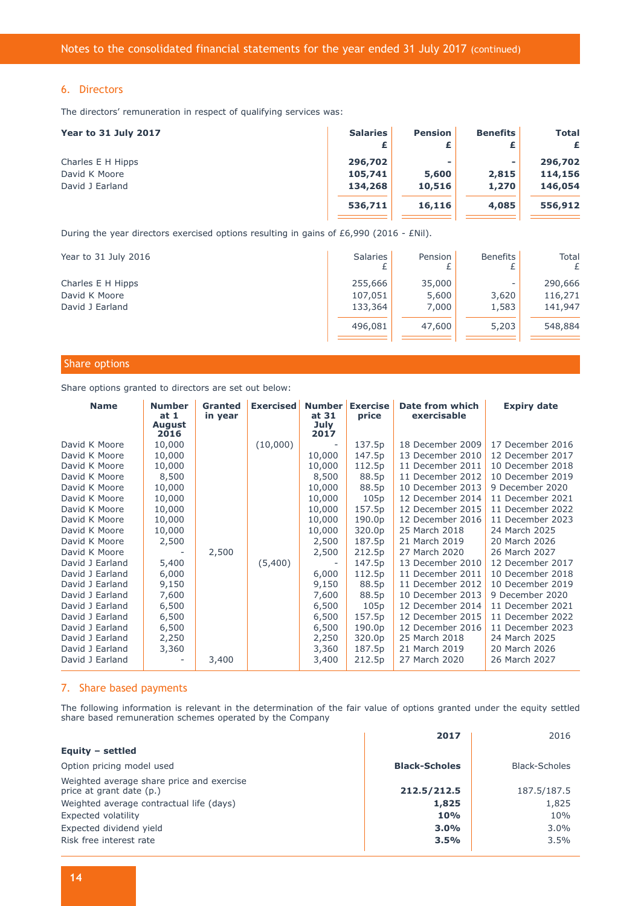## 6. Directors

The directors' remuneration in respect of qualifying services was:

| **Year to 31 July 2017** | **Salaries £** | **Pension £** | **Benefits £** | **Total £** |
|---|---|---|---|---|
| Charles E H Hipps | **296,702** | **-** | **-** | **296,702** |
| David K Moore | **105,741** | **5,600** | **2,815** | **114,156** |
| David J Earland | **134,268** | **10,516** | **1,270** | **146,054** |
| | **536,711** | **16,116** | **4,085** | **556,912** |

During the year directors exercised options resulting in gains of £6,990 (2016 - £Nil).

| Year to 31 July 2016 | Salaries £ | Pension £ | Benefits £ | Total £ |
|---|---|---|---|---|
| Charles E H Hipps | 255,666 | 35,000 | - | 290,666 |
| David K Moore | 107,051 | 5,600 | 3,620 | 116,271 |
| David J Earland | 133,364 | 7,000 | 1,583 | 141,947 |
| | 496,081 | 47,600 | 5,203 | 548,884 |

### Share options

Share options granted to directors are set out below:

| Name | Number at 1 August 2016 | Granted in year | Exercised | Number at 31 July 2017 | Exercise price | Date from which exercisable | Expiry date |
|---|---|---|---|---|---|---|---|
| David K Moore | 10,000 | | (10,000) | - | 137.5p | 18 December 2009 | 17 December 2016 |
| David K Moore | 10,000 | | | 10,000 | 147.5p | 13 December 2010 | 12 December 2017 |
| David K Moore | 10,000 | | | 10,000 | 112.5p | 11 December 2011 | 10 December 2018 |
| David K Moore | 8,500 | | | 8,500 | 88.5p | 11 December 2012 | 10 December 2019 |
| David K Moore | 10,000 | | | 10,000 | 88.5p | 10 December 2013 | 9 December 2020 |
| David K Moore | 10,000 | | | 10,000 | 105p | 12 December 2014 | 11 December 2021 |
| David K Moore | 10,000 | | | 10,000 | 157.5p | 12 December 2015 | 11 December 2022 |
| David K Moore | 10,000 | | | 10,000 | 190.0p | 12 December 2016 | 11 December 2023 |
| David K Moore | 10,000 | | | 10,000 | 320.0p | 25 March 2018 | 24 March 2025 |
| David K Moore | 2,500 | | | 2,500 | 187.5p | 21 March 2019 | 20 March 2026 |
| David K Moore | - | 2,500 | | 2,500 | 212.5p | 27 March 2020 | 26 March 2027 |
| David J Earland | 5,400 | | (5,400) | - | 147.5p | 13 December 2010 | 12 December 2017 |
| David J Earland | 6,000 | | | 6,000 | 112.5p | 11 December 2011 | 10 December 2018 |
| David J Earland | 9,150 | | | 9,150 | 88.5p | 11 December 2012 | 10 December 2019 |
| David J Earland | 7,600 | | | 7,600 | 88.5p | 10 December 2013 | 9 December 2020 |
| David J Earland | 6,500 | | | 6,500 | 105p | 12 December 2014 | 11 December 2021 |
| David J Earland | 6,500 | | | 6,500 | 157.5p | 12 December 2015 | 11 December 2022 |
| David J Earland | 6,500 | | | 6,500 | 190.0p | 12 December 2016 | 11 December 2023 |
| David J Earland | 2,250 | | | 2,250 | 320.0p | 25 March 2018 | 24 March 2025 |
| David J Earland | 3,360 | | | 3,360 | 187.5p | 21 March 2019 | 20 March 2026 |
| David J Earland | - | 3,400 | | 3,400 | 212.5p | 27 March 2020 | 26 March 2027 |

## 7. Share based payments

The following information is relevant in the determination of the fair value of options granted under the equity settled share based remuneration schemes operated by the Company

| | **2017** | 2016 |
|---|---|---|
| **Equity – settled** | | |
| Option pricing model used | **Black-Scholes** | Black-Scholes |
| Weighted average share price and exercise price at grant date (p.) | **212.5/212.5** | 187.5/187.5 |
| Weighted average contractual life (days) | **1,825** | 1,825 |
| Expected volatility | **10%** | 10% |
| Expected dividend yield | **3.0%** | 3.0% |
| Risk free interest rate | **3.5%** | 3.5% |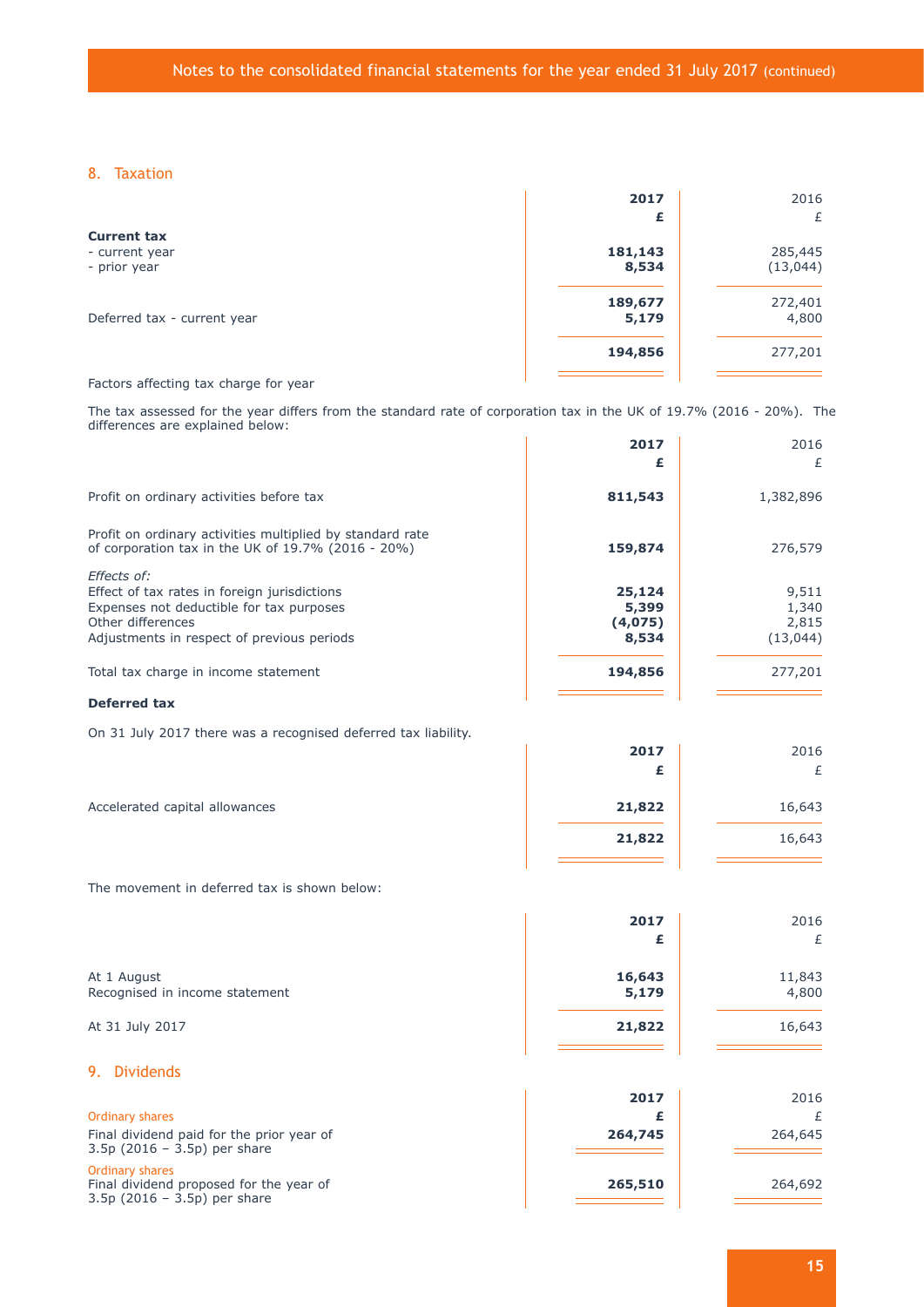## 8. Taxation

| | 2017<br>£ | 2016<br>£ |
|---|---|---|
| **Current tax** | | |
| - current year | **181,143** | 285,445 |
| - prior year | **8,534** | (13,044) |
| | **189,677** | 272,401 |
| Deferred tax - current year | **5,179** | 4,800 |
| | **194,856** | 277,201 |

Factors affecting tax charge for year

The tax assessed for the year differs from the standard rate of corporation tax in the UK of 19.7% (2016 - 20%). The differences are explained below:

| | 2017<br>£ | 2016<br>£ |
|---|---|---|
| Profit on ordinary activities before tax | **811,543** | 1,382,896 |
| Profit on ordinary activities multiplied by standard rate of corporation tax in the UK of 19.7% (2016 - 20%) | **159,874** | 276,579 |
| *Effects of:* | | |
| Effect of tax rates in foreign jurisdictions | **25,124** | 9,511 |
| Expenses not deductible for tax purposes | **5,399** | 1,340 |
| Other differences | **(4,075)** | 2,815 |
| Adjustments in respect of previous periods | **8,534** | (13,044) |
| Total tax charge in income statement | **194,856** | 277,201 |

**Deferred tax**

On 31 July 2017 there was a recognised deferred tax liability.

| | 2017<br>£ | 2016<br>£ |
|---|---|---|
| Accelerated capital allowances | **21,822** | 16,643 |
| | **21,822** | 16,643 |

The movement in deferred tax is shown below:

| | 2017<br>£ | 2016<br>£ |
|---|---|---|
| At 1 August | **16,643** | 11,843 |
| Recognised in income statement | **5,179** | 4,800 |
| At 31 July 2017 | **21,822** | 16,643 |

## 9. Dividends

| | 2017<br>£ | 2016<br>£ |
|---|---|---|
| Ordinary shares | | |
| Final dividend paid for the prior year of 3.5p (2016 – 3.5p) per share | **264,745** | 264,645 |
| Ordinary shares | | |
| Final dividend proposed for the year of 3.5p (2016 – 3.5p) per share | **265,510** | 264,692 |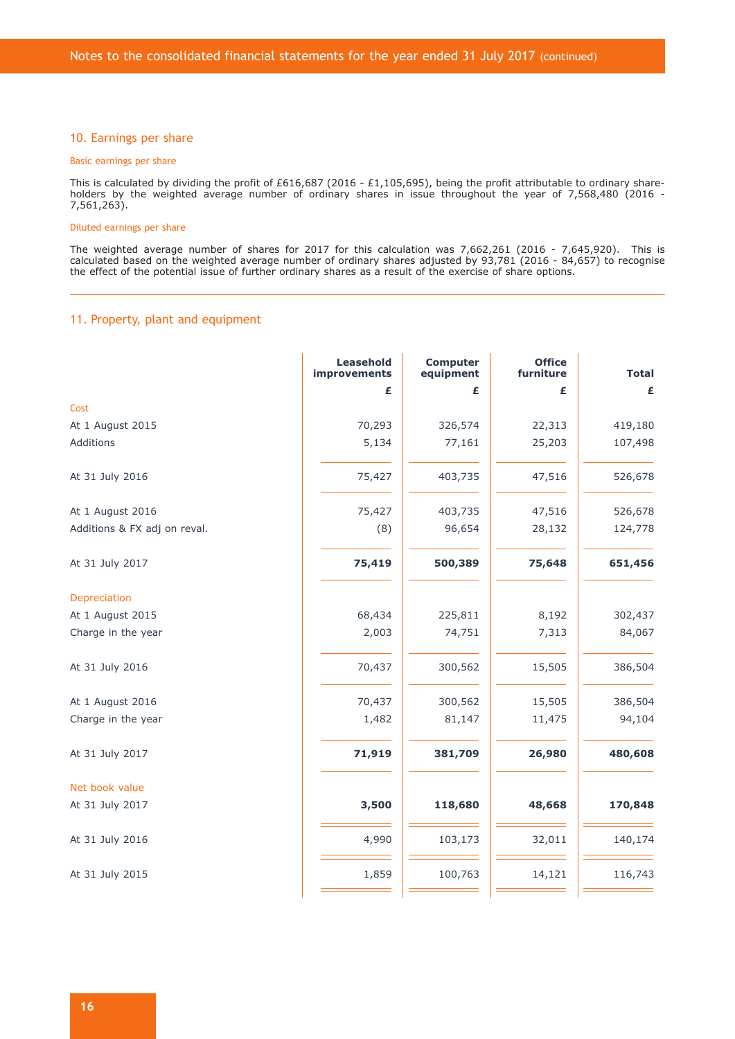## 10. Earnings per share

### Basic earnings per share

This is calculated by dividing the profit of £616,687 (2016 - £1,105,695), being the profit attributable to ordinary shareholders by the weighted average number of ordinary shares in issue throughout the year of 7,568,480 (2016 - 7,561,263).

### Diluted earnings per share

The weighted average number of shares for 2017 for this calculation was 7,662,261 (2016 - 7,645,920). This is calculated based on the weighted average number of ordinary shares adjusted by 93,781 (2016 - 84,657) to recognise the effect of the potential issue of further ordinary shares as a result of the exercise of share options.

## 11. Property, plant and equipment

| | Leasehold improvements | Computer equipment | Office furniture | Total |
|---|---|---|---|---|
| | £ | £ | £ | £ |
| **Cost** | | | | |
| At 1 August 2015 | 70,293 | 326,574 | 22,313 | 419,180 |
| Additions | 5,134 | 77,161 | 25,203 | 107,498 |
| At 31 July 2016 | 75,427 | 403,735 | 47,516 | 526,678 |
| At 1 August 2016 | 75,427 | 403,735 | 47,516 | 526,678 |
| Additions & FX adj on reval. | (8) | 96,654 | 28,132 | 124,778 |
| At 31 July 2017 | **75,419** | **500,389** | **75,648** | **651,456** |
| **Depreciation** | | | | |
| At 1 August 2015 | 68,434 | 225,811 | 8,192 | 302,437 |
| Charge in the year | 2,003 | 74,751 | 7,313 | 84,067 |
| At 31 July 2016 | 70,437 | 300,562 | 15,505 | 386,504 |
| At 1 August 2016 | 70,437 | 300,562 | 15,505 | 386,504 |
| Charge in the year | 1,482 | 81,147 | 11,475 | 94,104 |
| At 31 July 2017 | **71,919** | **381,709** | **26,980** | **480,608** |
| **Net book value** | | | | |
| At 31 July 2017 | **3,500** | **118,680** | **48,668** | **170,848** |
| At 31 July 2016 | 4,990 | 103,173 | 32,011 | 140,174 |
| At 31 July 2015 | 1,859 | 100,763 | 14,121 | 116,743 |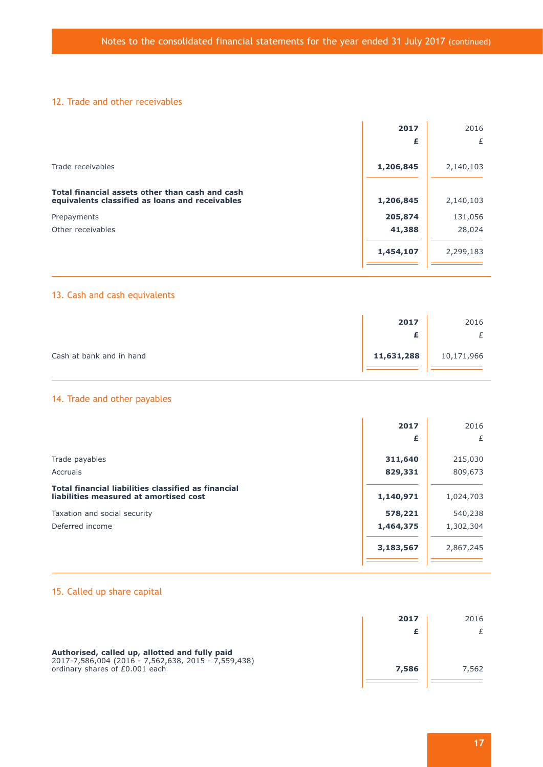## 12. Trade and other receivables

| | **2017** | 2016 |
|---|---|---|
| | **£** | £ |
| Trade receivables | **1,206,845** | 2,140,103 |
| **Total financial assets other than cash and cash equivalents classified as loans and receivables** | **1,206,845** | 2,140,103 |
| Prepayments | **205,874** | 131,056 |
| Other receivables | **41,388** | 28,024 |
| | **1,454,107** | 2,299,183 |

## 13. Cash and cash equivalents

| | **2017** | 2016 |
|---|---|---|
| | **£** | £ |
| Cash at bank and in hand | **11,631,288** | 10,171,966 |

## 14. Trade and other payables

| | **2017** | 2016 |
|---|---|---|
| | **£** | £ |
| Trade payables | **311,640** | 215,030 |
| Accruals | **829,331** | 809,673 |
| **Total financial liabilities classified as financial liabilities measured at amortised cost** | **1,140,971** | 1,024,703 |
| Taxation and social security | **578,221** | 540,238 |
| Deferred income | **1,464,375** | 1,302,304 |
| | **3,183,567** | 2,867,245 |

## 15. Called up share capital

| | **2017** | 2016 |
|---|---|---|
| | **£** | £ |
| **Authorised, called up, allotted and fully paid**<br>2017-7,586,004 (2016 - 7,562,638, 2015 - 7,559,438) ordinary shares of £0.001 each | **7,586** | 7,562 |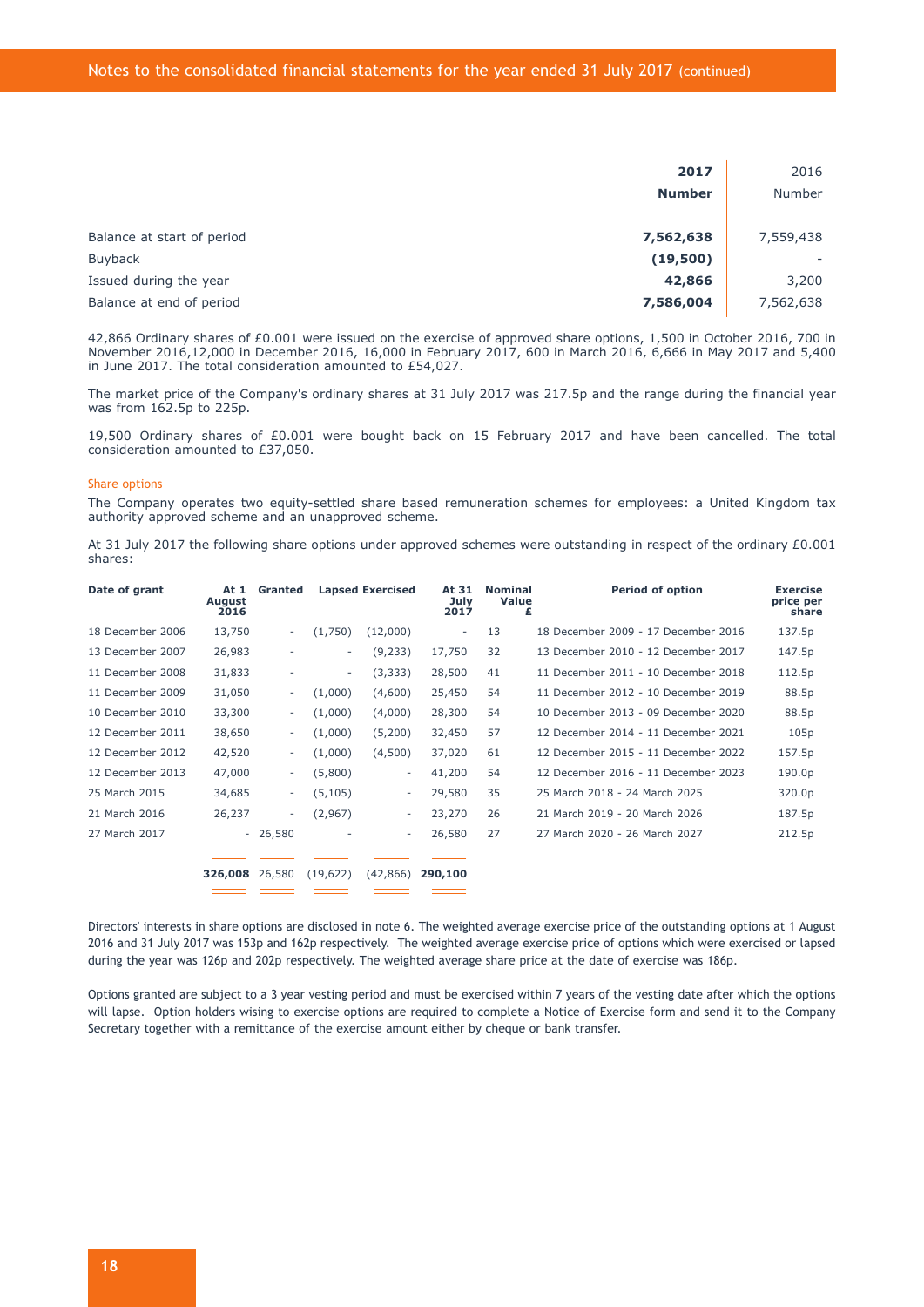|  | 2017 Number | 2016 Number |
|---|---|---|
| Balance at start of period | **7,562,638** | 7,559,438 |
| Buyback | **(19,500)** | - |
| Issued during the year | **42,866** | 3,200 |
| Balance at end of period | **7,586,004** | 7,562,638 |

42,866 Ordinary shares of £0.001 were issued on the exercise of approved share options, 1,500 in October 2016, 700 in November 2016,12,000 in December 2016, 16,000 in February 2017, 600 in March 2016, 6,666 in May 2017 and 5,400 in June 2017. The total consideration amounted to £54,027.

The market price of the Company's ordinary shares at 31 July 2017 was 217.5p and the range during the financial year was from 162.5p to 225p.

19,500 Ordinary shares of £0.001 were bought back on 15 February 2017 and have been cancelled. The total consideration amounted to £37,050.

### Share options

The Company operates two equity-settled share based remuneration schemes for employees: a United Kingdom tax authority approved scheme and an unapproved scheme.

At 31 July 2017 the following share options under approved schemes were outstanding in respect of the ordinary £0.001 shares:

| Date of grant | At 1 August 2016 | Granted | Lapsed | Exercised | At 31 July 2017 | Nominal Value £ | Period of option | Exercise price per share |
|---|---|---|---|---|---|---|---|---|
| 18 December 2006 | 13,750 | - | (1,750) | (12,000) | - | 13 | 18 December 2009 - 17 December 2016 | 137.5p |
| 13 December 2007 | 26,983 | - | - | (9,233) | 17,750 | 32 | 13 December 2010 - 12 December 2017 | 147.5p |
| 11 December 2008 | 31,833 | - | - | (3,333) | 28,500 | 41 | 11 December 2011 - 10 December 2018 | 112.5p |
| 11 December 2009 | 31,050 | - | (1,000) | (4,600) | 25,450 | 54 | 11 December 2012 - 10 December 2019 | 88.5p |
| 10 December 2010 | 33,300 | - | (1,000) | (4,000) | 28,300 | 54 | 10 December 2013 - 09 December 2020 | 88.5p |
| 12 December 2011 | 38,650 | - | (1,000) | (5,200) | 32,450 | 57 | 12 December 2014 - 11 December 2021 | 105p |
| 12 December 2012 | 42,520 | - | (1,000) | (4,500) | 37,020 | 61 | 12 December 2015 - 11 December 2022 | 157.5p |
| 12 December 2013 | 47,000 | - | (5,800) | - | 41,200 | 54 | 12 December 2016 - 11 December 2023 | 190.0p |
| 25 March 2015 | 34,685 | - | (5,105) | - | 29,580 | 35 | 25 March 2018 - 24 March 2025 | 320.0p |
| 21 March 2016 | 26,237 | - | (2,967) | - | 23,270 | 26 | 21 March 2019 - 20 March 2026 | 187.5p |
| 27 March 2017 | - | 26,580 | - | - | 26,580 | 27 | 27 March 2020 - 26 March 2027 | 212.5p |
|  | **326,008** | 26,580 | (19,622) | (42,866) | **290,100** |  |  |  |

Directors' interests in share options are disclosed in note 6. The weighted average exercise price of the outstanding options at 1 August 2016 and 31 July 2017 was 153p and 162p respectively. The weighted average exercise price of options which were exercised or lapsed during the year was 126p and 202p respectively. The weighted average share price at the date of exercise was 186p.

Options granted are subject to a 3 year vesting period and must be exercised within 7 years of the vesting date after which the options will lapse. Option holders wising to exercise options are required to complete a Notice of Exercise form and send it to the Company Secretary together with a remittance of the exercise amount either by cheque or bank transfer.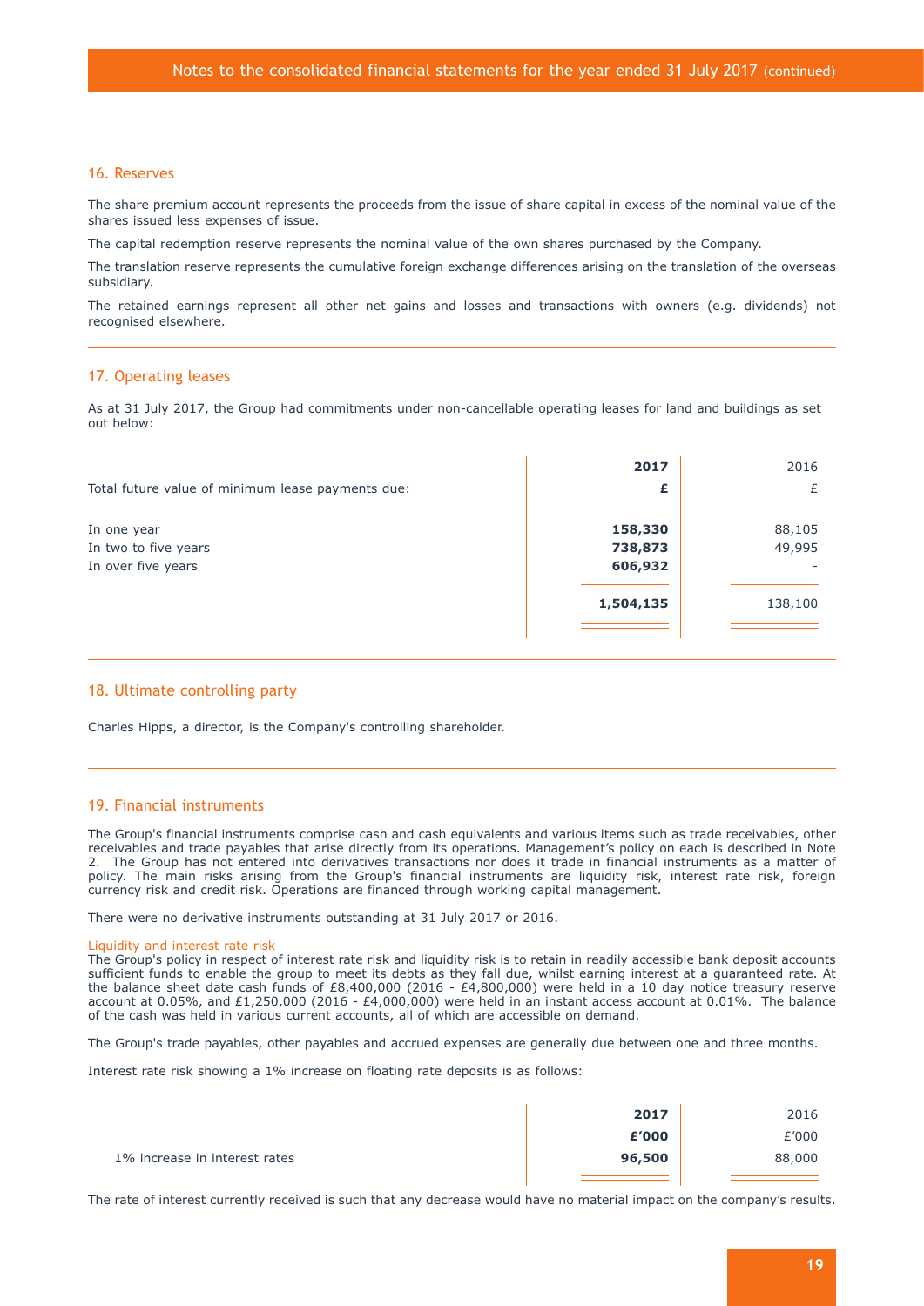## 16. Reserves

The share premium account represents the proceeds from the issue of share capital in excess of the nominal value of the shares issued less expenses of issue.

The capital redemption reserve represents the nominal value of the own shares purchased by the Company.

The translation reserve represents the cumulative foreign exchange differences arising on the translation of the overseas subsidiary.

The retained earnings represent all other net gains and losses and transactions with owners (e.g. dividends) not recognised elsewhere.

## 17. Operating leases

As at 31 July 2017, the Group had commitments under non-cancellable operating leases for land and buildings as set out below:

| | **2017** | 2016 |
|---|---|---|
| Total future value of minimum lease payments due: | **£** | £ |
| In one year | **158,330** | 88,105 |
| In two to five years | **738,873** | 49,995 |
| In over five years | **606,932** | - |
| | **1,504,135** | 138,100 |

## 18. Ultimate controlling party

Charles Hipps, a director, is the Company's controlling shareholder.

## 19. Financial instruments

The Group's financial instruments comprise cash and cash equivalents and various items such as trade receivables, other receivables and trade payables that arise directly from its operations. Management's policy on each is described in Note 2. The Group has not entered into derivatives transactions nor does it trade in financial instruments as a matter of policy. The main risks arising from the Group's financial instruments are liquidity risk, interest rate risk, foreign currency risk and credit risk. Operations are financed through working capital management.

There were no derivative instruments outstanding at 31 July 2017 or 2016.

### Liquidity and interest rate risk

The Group's policy in respect of interest rate risk and liquidity risk is to retain in readily accessible bank deposit accounts sufficient funds to enable the group to meet its debts as they fall due, whilst earning interest at a guaranteed rate. At the balance sheet date cash funds of £8,400,000 (2016 - £4,800,000) were held in a 10 day notice treasury reserve account at 0.05%, and £1,250,000 (2016 - £4,000,000) were held in an instant access account at 0.01%. The balance of the cash was held in various current accounts, all of which are accessible on demand.

The Group's trade payables, other payables and accrued expenses are generally due between one and three months.

Interest rate risk showing a 1% increase on floating rate deposits is as follows:

| | **2017** | 2016 |
|---|---|---|
| | **£'000** | £'000 |
| 1% increase in interest rates | **96,500** | 88,000 |

The rate of interest currently received is such that any decrease would have no material impact on the company's results.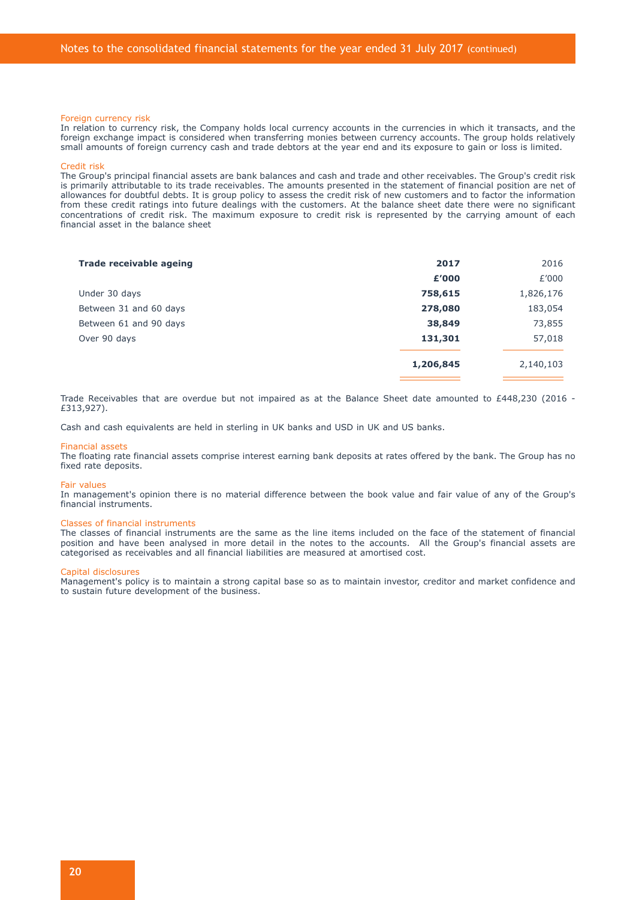#### Foreign currency risk

In relation to currency risk, the Company holds local currency accounts in the currencies in which it transacts, and the foreign exchange impact is considered when transferring monies between currency accounts. The group holds relatively small amounts of foreign currency cash and trade debtors at the year end and its exposure to gain or loss is limited.

#### Credit risk

The Group's principal financial assets are bank balances and cash and trade and other receivables. The Group's credit risk is primarily attributable to its trade receivables. The amounts presented in the statement of financial position are net of allowances for doubtful debts. It is group policy to assess the credit risk of new customers and to factor the information from these credit ratings into future dealings with the customers. At the balance sheet date there were no significant concentrations of credit risk. The maximum exposure to credit risk is represented by the carrying amount of each financial asset in the balance sheet

| **Trade receivable ageing** | **2017** | 2016 |
|---|---|---|
| | **£'000** | £'000 |
| Under 30 days | **758,615** | 1,826,176 |
| Between 31 and 60 days | **278,080** | 183,054 |
| Between 61 and 90 days | **38,849** | 73,855 |
| Over 90 days | **131,301** | 57,018 |
| | **1,206,845** | 2,140,103 |

Trade Receivables that are overdue but not impaired as at the Balance Sheet date amounted to £448,230 (2016 - £313,927).

Cash and cash equivalents are held in sterling in UK banks and USD in UK and US banks.

#### Financial assets

The floating rate financial assets comprise interest earning bank deposits at rates offered by the bank. The Group has no fixed rate deposits.

#### Fair values

In management's opinion there is no material difference between the book value and fair value of any of the Group's financial instruments.

#### Classes of financial instruments

The classes of financial instruments are the same as the line items included on the face of the statement of financial position and have been analysed in more detail in the notes to the accounts. All the Group's financial assets are categorised as receivables and all financial liabilities are measured at amortised cost.

#### Capital disclosures

Management's policy is to maintain a strong capital base so as to maintain investor, creditor and market confidence and to sustain future development of the business.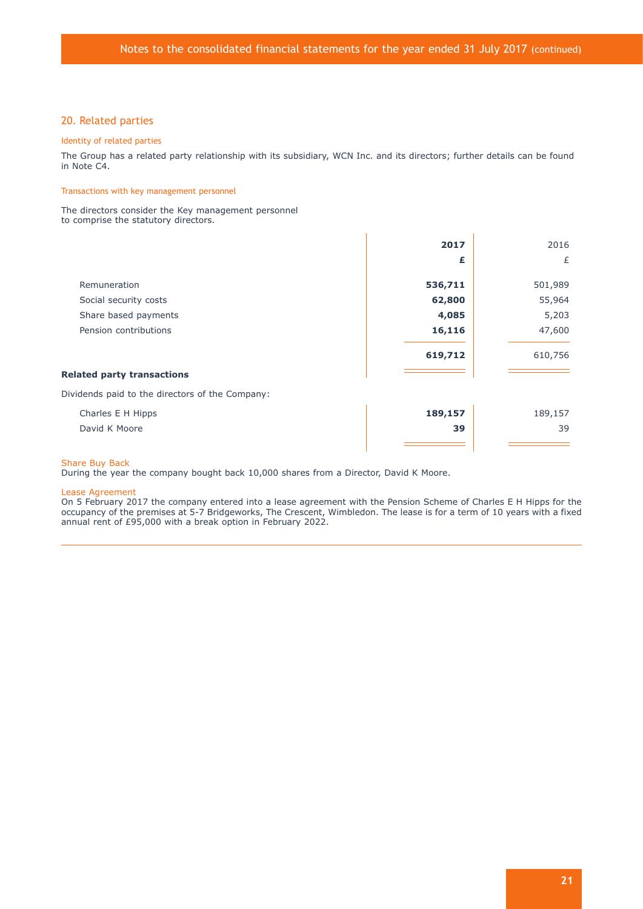## 20. Related parties

### Identity of related parties

The Group has a related party relationship with its subsidiary, WCN Inc. and its directors; further details can be found in Note C4.

### Transactions with key management personnel

The directors consider the Key management personnel to comprise the statutory directors.

| | **2017** | 2016 |
|---|---|---|
| | **£** | £ |
| Remuneration | **536,711** | 501,989 |
| Social security costs | **62,800** | 55,964 |
| Share based payments | **4,085** | 5,203 |
| Pension contributions | **16,116** | 47,600 |
| | **619,712** | 610,756 |

**Related party transactions**

Dividends paid to the directors of the Company:

| | **2017** | 2016 |
|---|---|---|
| Charles E H Hipps | **189,157** | 189,157 |
| David K Moore | **39** | 39 |

### Share Buy Back

During the year the company bought back 10,000 shares from a Director, David K Moore.

### Lease Agreement

On 5 February 2017 the company entered into a lease agreement with the Pension Scheme of Charles E H Hipps for the occupancy of the premises at 5-7 Bridgeworks, The Crescent, Wimbledon. The lease is for a term of 10 years with a fixed annual rent of £95,000 with a break option in February 2022.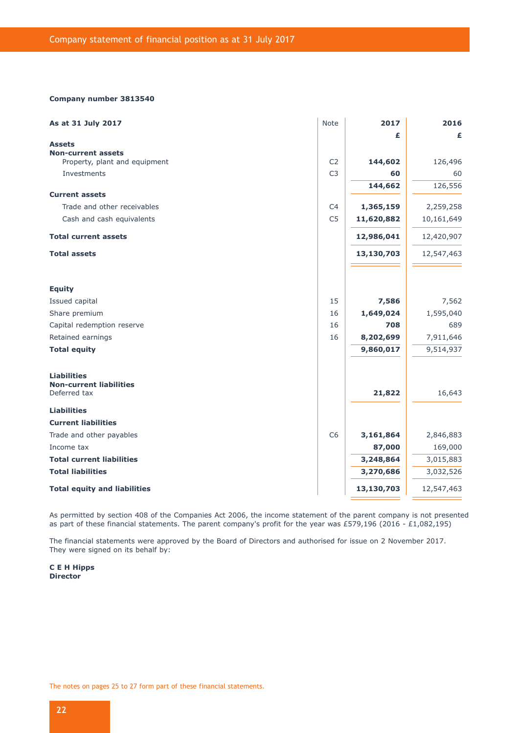# Company statement of financial position as at 31 July 2017

**Company number 3813540**

| As at 31 July 2017 | Note | 2017 | 2016 |
|---|---|---|---|
| | | £ | £ |
| **Assets** | | | |
| **Non-current assets** | | | |
| Property, plant and equipment | C2 | **144,602** | 126,496 |
| Investments | C3 | **60** | 60 |
| | | **144,662** | 126,556 |
| **Current assets** | | | |
| Trade and other receivables | C4 | **1,365,159** | 2,259,258 |
| Cash and cash equivalents | C5 | **11,620,882** | 10,161,649 |
| **Total current assets** | | **12,986,041** | 12,420,907 |
| **Total assets** | | **13,130,703** | 12,547,463 |
| | | | |
| **Equity** | | | |
| Issued capital | 15 | **7,586** | 7,562 |
| Share premium | 16 | **1,649,024** | 1,595,040 |
| Capital redemption reserve | 16 | **708** | 689 |
| Retained earnings | 16 | **8,202,699** | 7,911,646 |
| **Total equity** | | **9,860,017** | 9,514,937 |
| | | | |
| **Liabilities** | | | |
| **Non-current liabilities** | | | |
| Deferred tax | | **21,822** | 16,643 |
| **Liabilities** | | | |
| **Current liabilities** | | | |
| Trade and other payables | C6 | **3,161,864** | 2,846,883 |
| Income tax | | **87,000** | 169,000 |
| **Total current liabilities** | | **3,248,864** | 3,015,883 |
| **Total liabilities** | | **3,270,686** | 3,032,526 |
| **Total equity and liabilities** | | **13,130,703** | 12,547,463 |

As permitted by section 408 of the Companies Act 2006, the income statement of the parent company is not presented as part of these financial statements. The parent company's profit for the year was £579,196 (2016 - £1,082,195)

The financial statements were approved by the Board of Directors and authorised for issue on 2 November 2017. They were signed on its behalf by:

**C E H Hipps**
**Director**

The notes on pages 25 to 27 form part of these financial statements.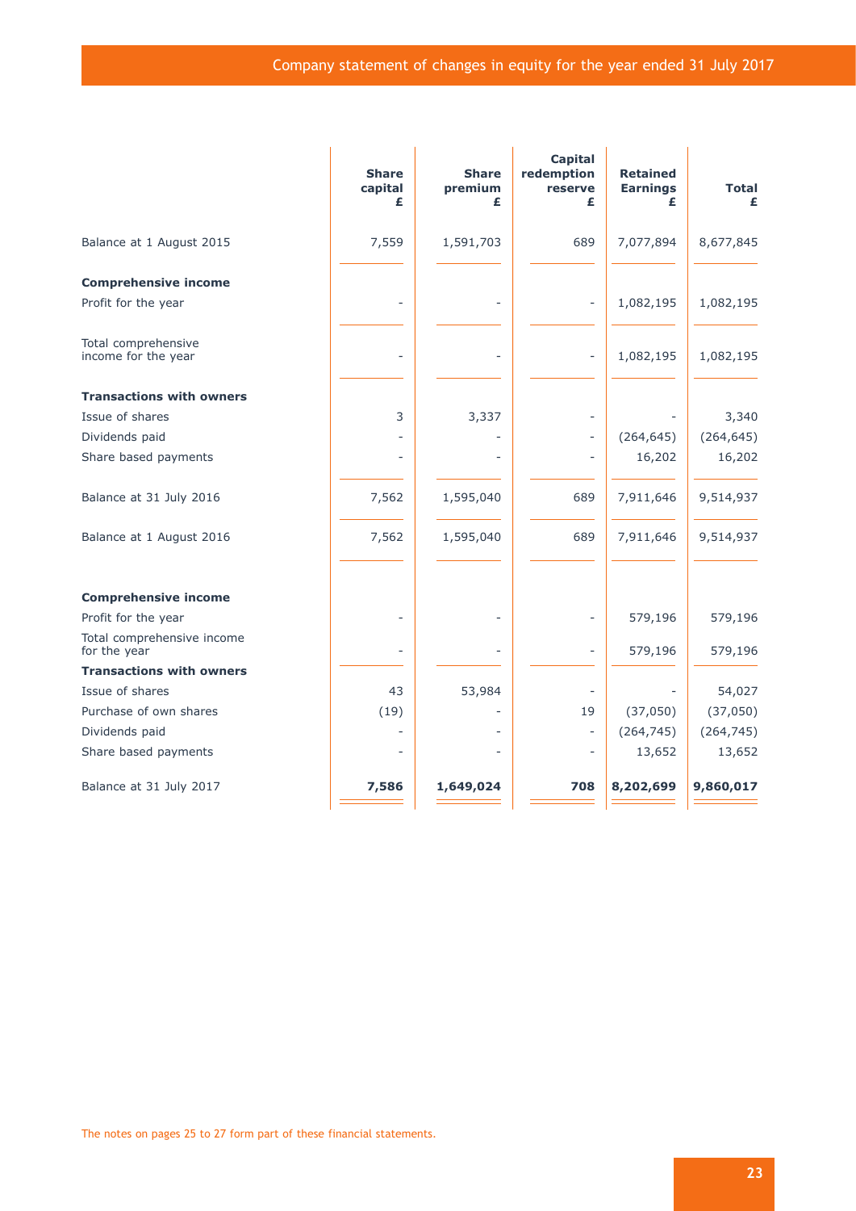# Company statement of changes in equity for the year ended 31 July 2017

| | Share capital £ | Share premium £ | Capital redemption reserve £ | Retained Earnings £ | Total £ |
|---|---|---|---|---|---|
| Balance at 1 August 2015 | 7,559 | 1,591,703 | 689 | 7,077,894 | 8,677,845 |
| **Comprehensive income** | | | | | |
| Profit for the year | - | - | - | 1,082,195 | 1,082,195 |
| Total comprehensive income for the year | - | - | - | 1,082,195 | 1,082,195 |
| **Transactions with owners** | | | | | |
| Issue of shares | 3 | 3,337 | - | - | 3,340 |
| Dividends paid | - | - | - | (264,645) | (264,645) |
| Share based payments | - | - | - | 16,202 | 16,202 |
| Balance at 31 July 2016 | 7,562 | 1,595,040 | 689 | 7,911,646 | 9,514,937 |
| Balance at 1 August 2016 | 7,562 | 1,595,040 | 689 | 7,911,646 | 9,514,937 |
| **Comprehensive income** | | | | | |
| Profit for the year | - | - | - | 579,196 | 579,196 |
| Total comprehensive income for the year | - | - | - | 579,196 | 579,196 |
| **Transactions with owners** | | | | | |
| Issue of shares | 43 | 53,984 | - | - | 54,027 |
| Purchase of own shares | (19) | - | 19 | (37,050) | (37,050) |
| Dividends paid | - | - | - | (264,745) | (264,745) |
| Share based payments | - | - | - | 13,652 | 13,652 |
| Balance at 31 July 2017 | **7,586** | **1,649,024** | **708** | **8,202,699** | **9,860,017** |

The notes on pages 25 to 27 form part of these financial statements.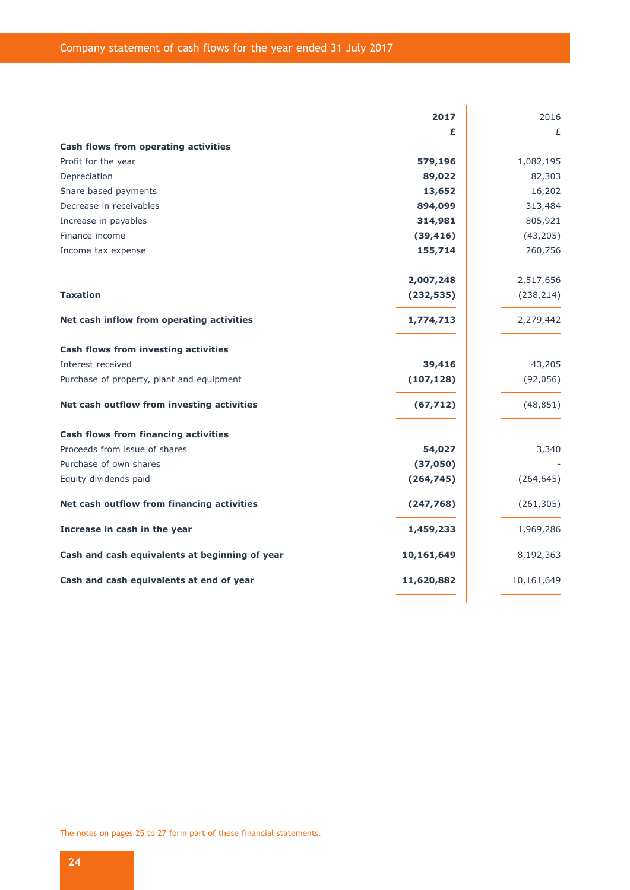# Company statement of cash flows for the year ended 31 July 2017

| | 2017 | 2016 |
|---|---|---|
| | **£** | £ |
| **Cash flows from operating activities** | | |
| Profit for the year | **579,196** | 1,082,195 |
| Depreciation | **89,022** | 82,303 |
| Share based payments | **13,652** | 16,202 |
| Decrease in receivables | **894,099** | 313,484 |
| Increase in payables | **314,981** | 805,921 |
| Finance income | **(39,416)** | (43,205) |
| Income tax expense | **155,714** | 260,756 |
| | **2,007,248** | 2,517,656 |
| **Taxation** | **(232,535)** | (238,214) |
| **Net cash inflow from operating activities** | **1,774,713** | 2,279,442 |
| **Cash flows from investing activities** | | |
| Interest received | **39,416** | 43,205 |
| Purchase of property, plant and equipment | **(107,128)** | (92,056) |
| **Net cash outflow from investing activities** | **(67,712)** | (48,851) |
| **Cash flows from financing activities** | | |
| Proceeds from issue of shares | **54,027** | 3,340 |
| Purchase of own shares | **(37,050)** | - |
| Equity dividends paid | **(264,745)** | (264,645) |
| **Net cash outflow from financing activities** | **(247,768)** | (261,305) |
| **Increase in cash in the year** | **1,459,233** | 1,969,286 |
| **Cash and cash equivalents at beginning of year** | **10,161,649** | 8,192,363 |
| **Cash and cash equivalents at end of year** | **11,620,882** | 10,161,649 |

The notes on pages 25 to 27 form part of these financial statements.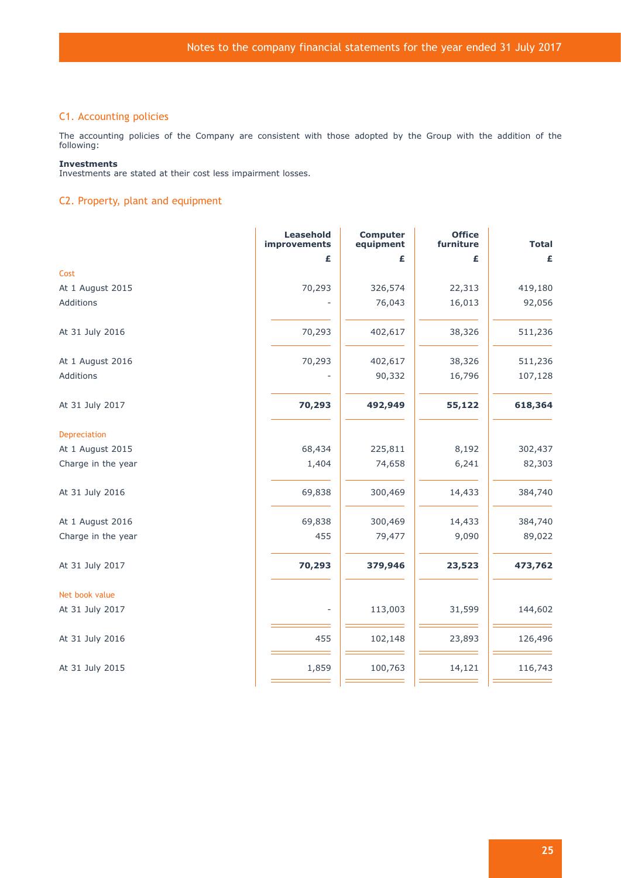## C1. Accounting policies

The accounting policies of the Company are consistent with those adopted by the Group with the addition of the following:

**Investments**
Investments are stated at their cost less impairment losses.

## C2. Property, plant and equipment

| | Leasehold improvements | Computer equipment | Office furniture | Total |
|---|---|---|---|---|
| | £ | £ | £ | £ |
| Cost | | | | |
| At 1 August 2015 | 70,293 | 326,574 | 22,313 | 419,180 |
| Additions | - | 76,043 | 16,013 | 92,056 |
| At 31 July 2016 | 70,293 | 402,617 | 38,326 | 511,236 |
| At 1 August 2016 | 70,293 | 402,617 | 38,326 | 511,236 |
| Additions | - | 90,332 | 16,796 | 107,128 |
| At 31 July 2017 | **70,293** | **492,949** | **55,122** | **618,364** |
| Depreciation | | | | |
| At 1 August 2015 | 68,434 | 225,811 | 8,192 | 302,437 |
| Charge in the year | 1,404 | 74,658 | 6,241 | 82,303 |
| At 31 July 2016 | 69,838 | 300,469 | 14,433 | 384,740 |
| At 1 August 2016 | 69,838 | 300,469 | 14,433 | 384,740 |
| Charge in the year | 455 | 79,477 | 9,090 | 89,022 |
| At 31 July 2017 | **70,293** | **379,946** | **23,523** | **473,762** |
| Net book value | | | | |
| At 31 July 2017 | - | 113,003 | 31,599 | 144,602 |
| At 31 July 2016 | 455 | 102,148 | 23,893 | 126,496 |
| At 31 July 2015 | 1,859 | 100,763 | 14,121 | 116,743 |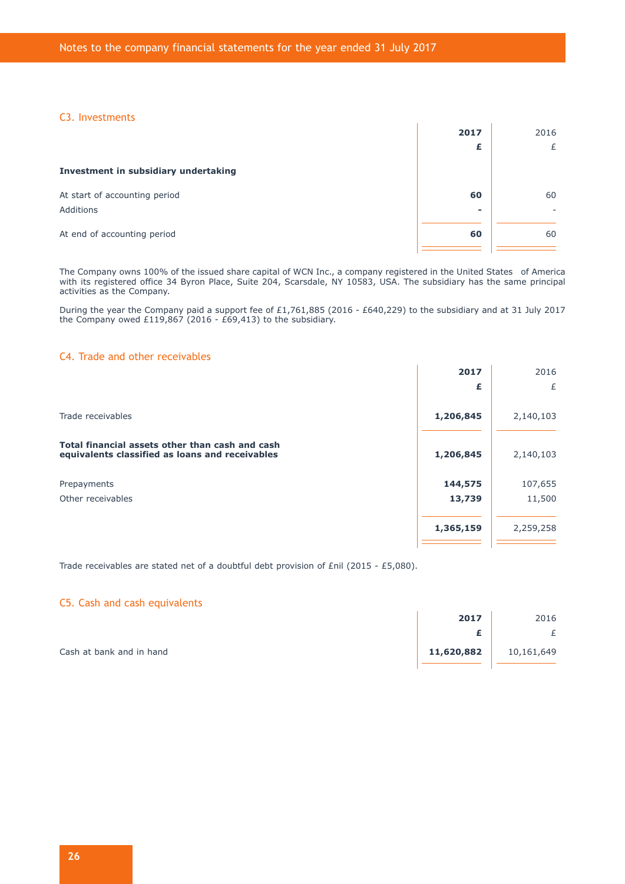## C3. Investments

| | 2017 | 2016 |
|---|---|---|
| | £ | £ |
| **Investment in subsidiary undertaking** | | |
| At start of accounting period | **60** | 60 |
| Additions | **-** | - |
| At end of accounting period | **60** | 60 |

The Company owns 100% of the issued share capital of WCN Inc., a company registered in the United States of America with its registered office 34 Byron Place, Suite 204, Scarsdale, NY 10583, USA. The subsidiary has the same principal activities as the Company.

During the year the Company paid a support fee of £1,761,885 (2016 - £640,229) to the subsidiary and at 31 July 2017 the Company owed £119,867 (2016 - £69,413) to the subsidiary.

## C4. Trade and other receivables

| | 2017 | 2016 |
|---|---|---|
| | £ | £ |
| Trade receivables | **1,206,845** | 2,140,103 |
| **Total financial assets other than cash and cash equivalents classified as loans and receivables** | **1,206,845** | 2,140,103 |
| Prepayments | **144,575** | 107,655 |
| Other receivables | **13,739** | 11,500 |
| | **1,365,159** | 2,259,258 |

Trade receivables are stated net of a doubtful debt provision of £nil (2015 - £5,080).

## C5. Cash and cash equivalents

| | 2017 | 2016 |
|---|---|---|
| | £ | £ |
| Cash at bank and in hand | **11,620,882** | 10,161,649 |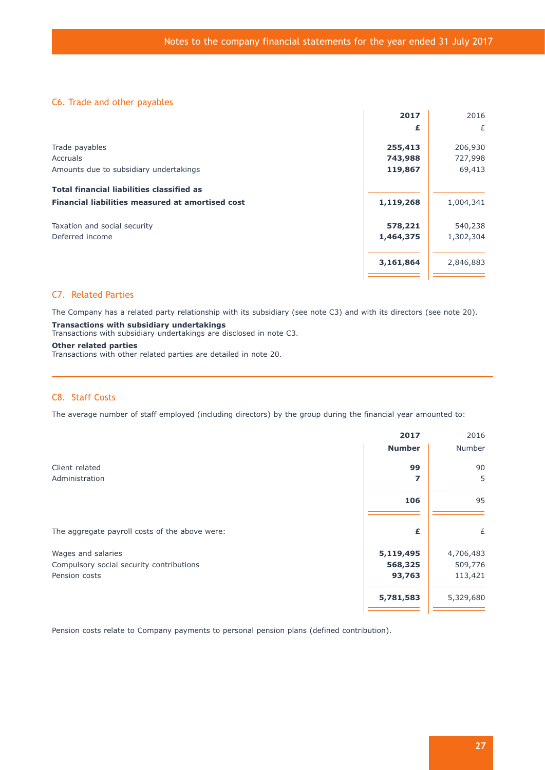## C6. Trade and other payables

| | 2017 | 2016 |
|---|---|---|
| | **£** | £ |
| Trade payables | **255,413** | 206,930 |
| Accruals | **743,988** | 727,998 |
| Amounts due to subsidiary undertakings | **119,867** | 69,413 |
| **Total financial liabilities classified as Financial liabilities measured at amortised cost** | **1,119,268** | 1,004,341 |
| Taxation and social security | **578,221** | 540,238 |
| Deferred income | **1,464,375** | 1,302,304 |
| | **3,161,864** | 2,846,883 |

## C7. Related Parties

The Company has a related party relationship with its subsidiary (see note C3) and with its directors (see note 20).

**Transactions with subsidiary undertakings**
Transactions with subsidiary undertakings are disclosed in note C3.

**Other related parties**
Transactions with other related parties are detailed in note 20.

## C8. Staff Costs

The average number of staff employed (including directors) by the group during the financial year amounted to:

| | 2017 | 2016 |
|---|---|---|
| | **Number** | Number |
| Client related | **99** | 90 |
| Administration | **7** | 5 |
| | **106** | 95 |

| The aggregate payroll costs of the above were: | **£** | £ |
|---|---|---|
| Wages and salaries | **5,119,495** | 4,706,483 |
| Compulsory social security contributions | **568,325** | 509,776 |
| Pension costs | **93,763** | 113,421 |
| | **5,781,583** | 5,329,680 |

Pension costs relate to Company payments to personal pension plans (defined contribution).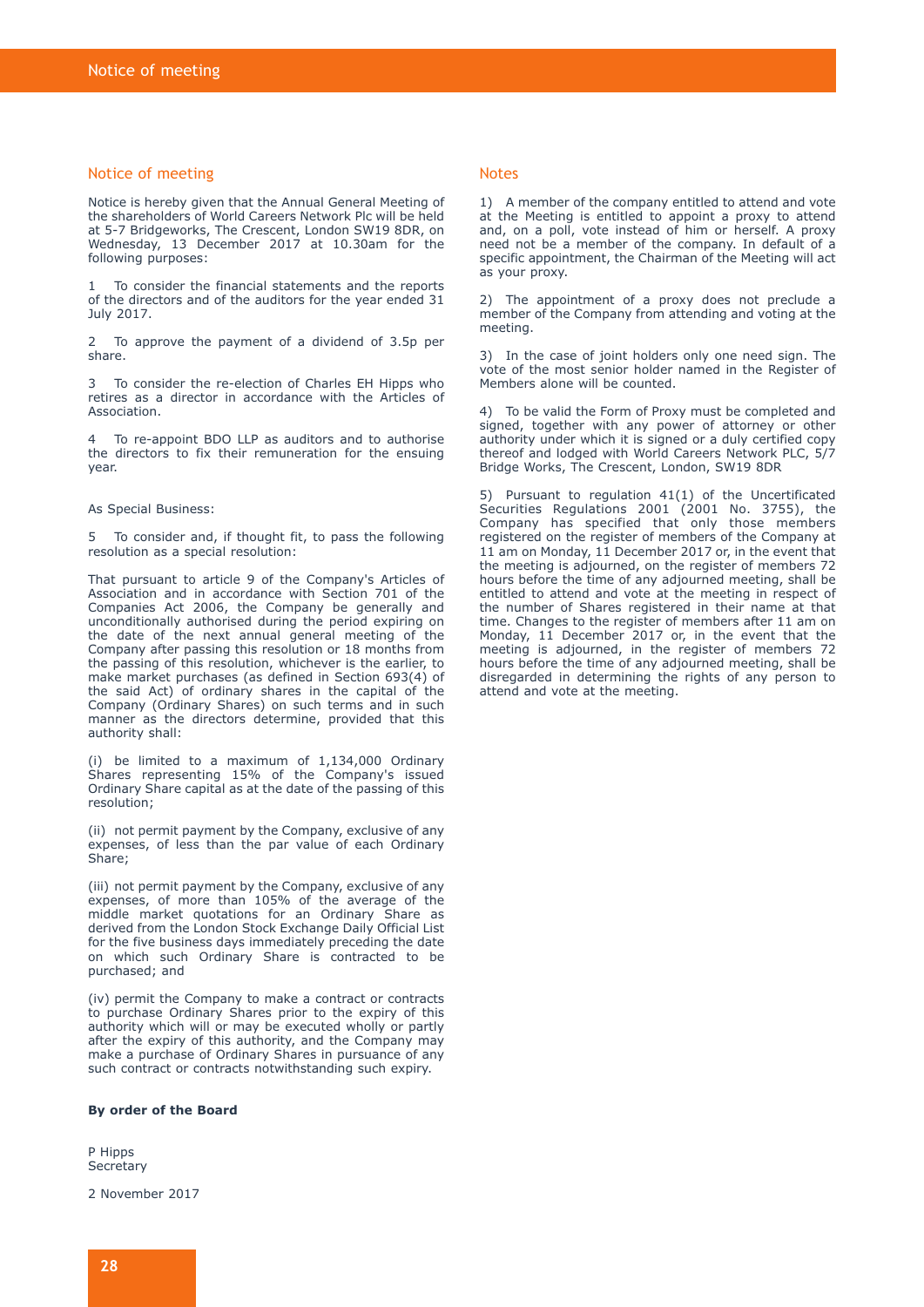## Notice of meeting

Notice is hereby given that the Annual General Meeting of the shareholders of World Careers Network Plc will be held at 5-7 Bridgeworks, The Crescent, London SW19 8DR, on Wednesday, 13 December 2017 at 10.30am for the following purposes:

1 To consider the financial statements and the reports of the directors and of the auditors for the year ended 31 July 2017.

2 To approve the payment of a dividend of 3.5p per share.

3 To consider the re-election of Charles EH Hipps who retires as a director in accordance with the Articles of Association.

4 To re-appoint BDO LLP as auditors and to authorise the directors to fix their remuneration for the ensuing year.

As Special Business:

5 To consider and, if thought fit, to pass the following resolution as a special resolution:

That pursuant to article 9 of the Company's Articles of Association and in accordance with Section 701 of the Companies Act 2006, the Company be generally and unconditionally authorised during the period expiring on the date of the next annual general meeting of the Company after passing this resolution or 18 months from the passing of this resolution, whichever is the earlier, to make market purchases (as defined in Section 693(4) of the said Act) of ordinary shares in the capital of the Company (Ordinary Shares) on such terms and in such manner as the directors determine, provided that this authority shall:

(i) be limited to a maximum of 1,134,000 Ordinary Shares representing 15% of the Company's issued Ordinary Share capital as at the date of the passing of this resolution;

(ii) not permit payment by the Company, exclusive of any expenses, of less than the par value of each Ordinary Share;

(iii) not permit payment by the Company, exclusive of any expenses, of more than 105% of the average of the middle market quotations for an Ordinary Share as derived from the London Stock Exchange Daily Official List for the five business days immediately preceding the date on which such Ordinary Share is contracted to be purchased; and

(iv) permit the Company to make a contract or contracts to purchase Ordinary Shares prior to the expiry of this authority which will or may be executed wholly or partly after the expiry of this authority, and the Company may make a purchase of Ordinary Shares in pursuance of any such contract or contracts notwithstanding such expiry.

**By order of the Board**

P Hipps
Secretary

2 November 2017

## Notes

1) A member of the company entitled to attend and vote at the Meeting is entitled to appoint a proxy to attend and, on a poll, vote instead of him or herself. A proxy need not be a member of the company. In default of a specific appointment, the Chairman of the Meeting will act as your proxy.

2) The appointment of a proxy does not preclude a member of the Company from attending and voting at the meeting.

3) In the case of joint holders only one need sign. The vote of the most senior holder named in the Register of Members alone will be counted.

4) To be valid the Form of Proxy must be completed and signed, together with any power of attorney or other authority under which it is signed or a duly certified copy thereof and lodged with World Careers Network PLC, 5/7 Bridge Works, The Crescent, London, SW19 8DR

5) Pursuant to regulation 41(1) of the Uncertificated Securities Regulations 2001 (2001 No. 3755), the Company has specified that only those members registered on the register of members of the Company at 11 am on Monday, 11 December 2017 or, in the event that the meeting is adjourned, on the register of members 72 hours before the time of any adjourned meeting, shall be entitled to attend and vote at the meeting in respect of the number of Shares registered in their name at that time. Changes to the register of members after 11 am on Monday, 11 December 2017 or, in the event that the meeting is adjourned, in the register of members 72 hours before the time of any adjourned meeting, shall be disregarded in determining the rights of any person to attend and vote at the meeting.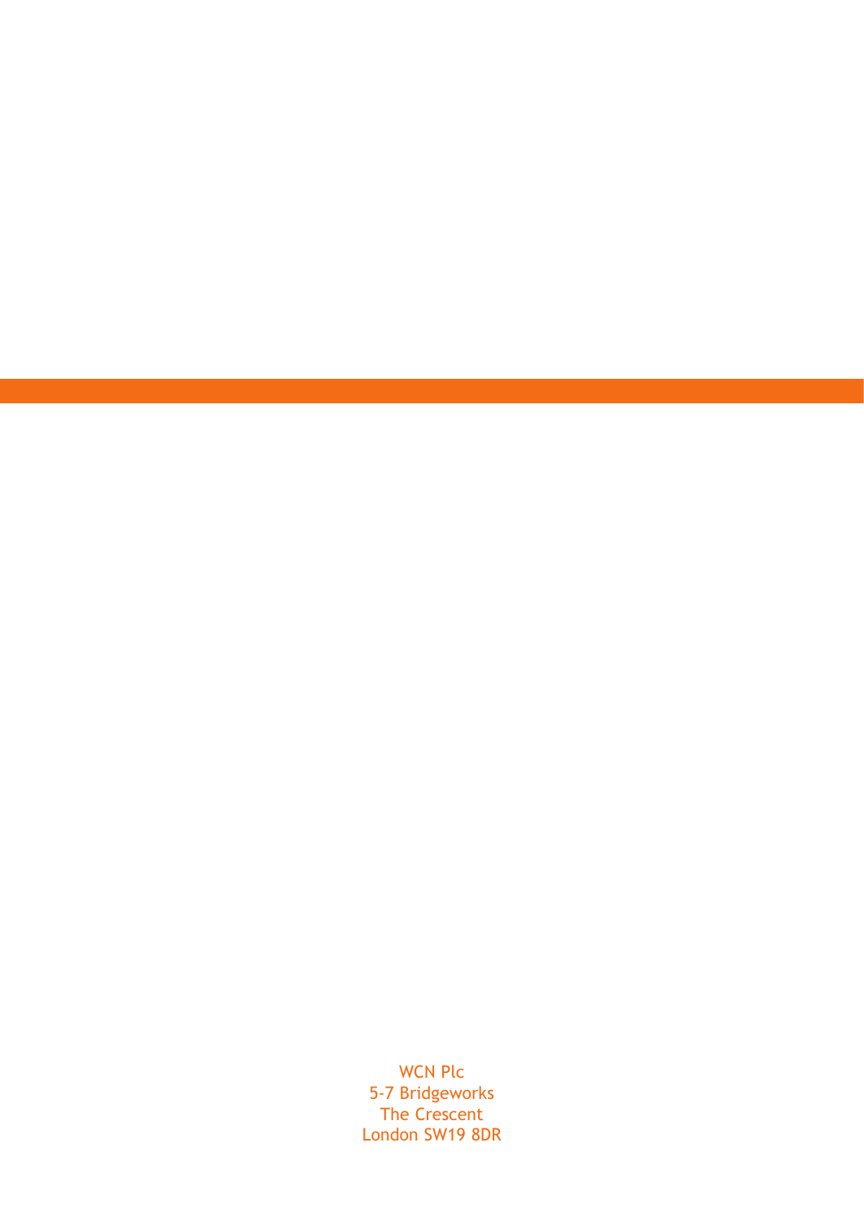WCN Plc
5-7 Bridgeworks
The Crescent
London SW19 8DR